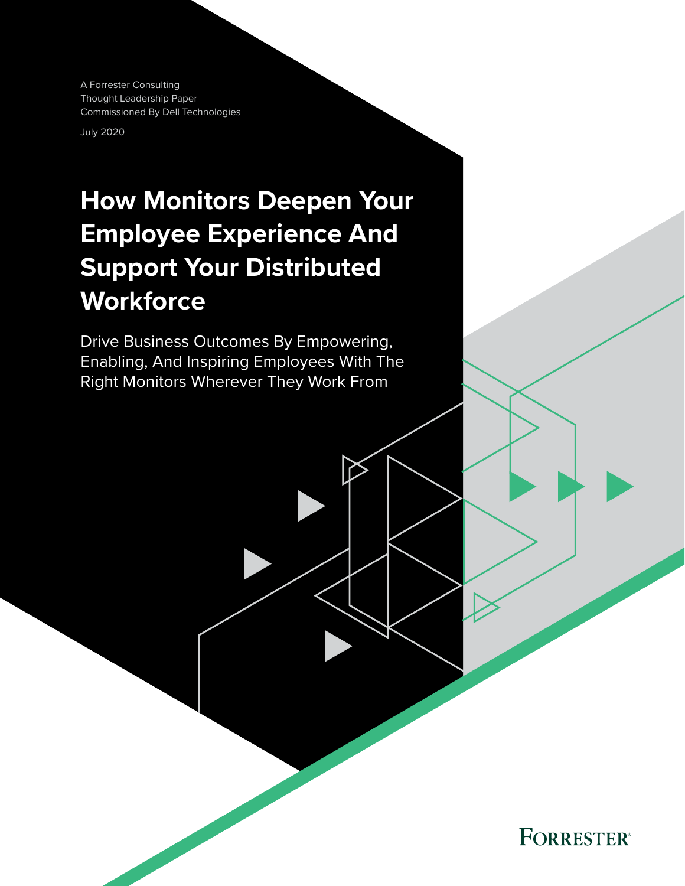A Forrester Consulting
Thought Leadership Paper
Commissioned By Dell Technologies

July 2020

# How Monitors Deepen Your Employee Experience And Support Your Distributed Workforce

Drive Business Outcomes By Empowering, Enabling, And Inspiring Employees With The Right Monitors Wherever They Work From

FORRESTER®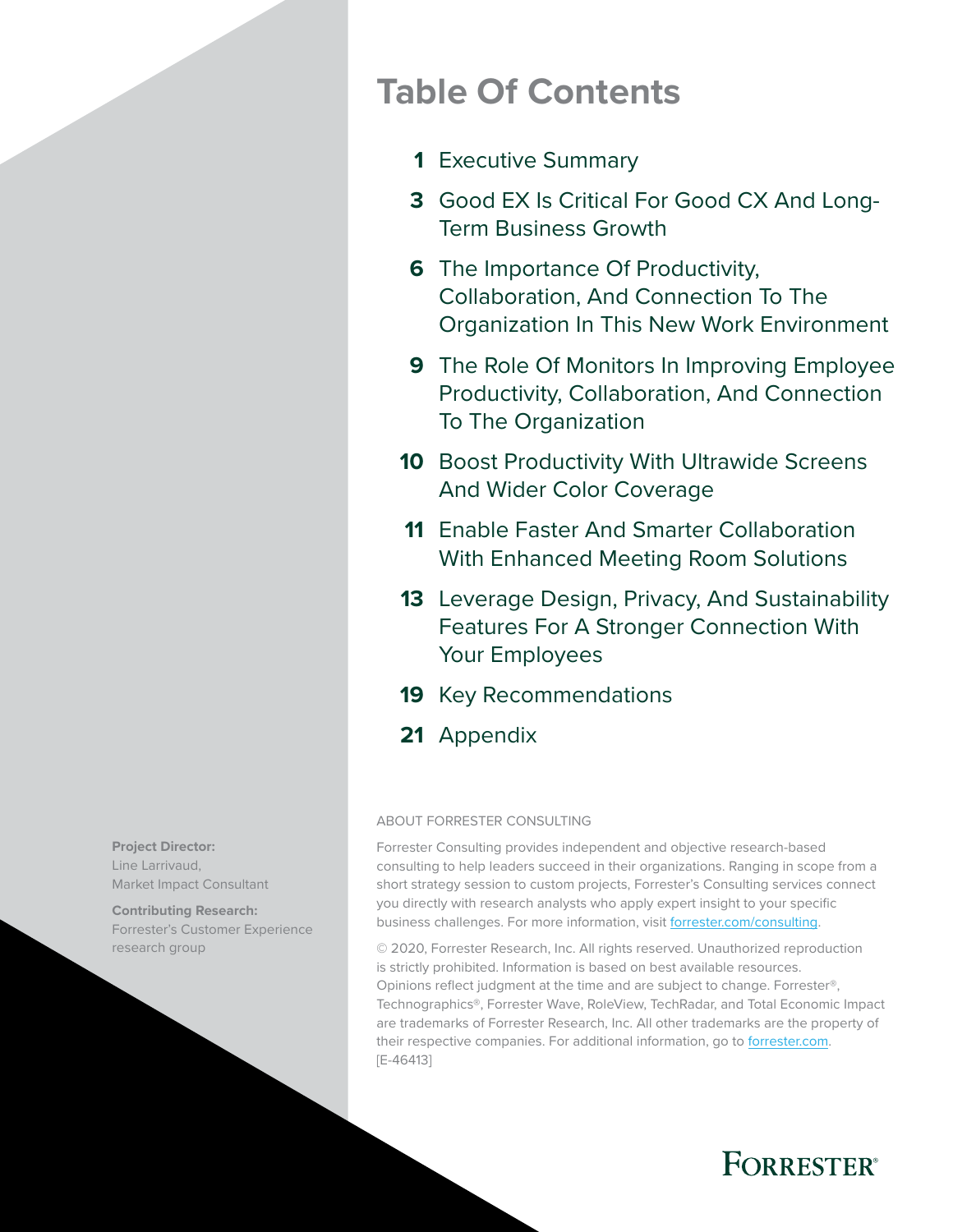# Table Of Contents

**1** Executive Summary

**3** Good EX Is Critical For Good CX And Long-Term Business Growth

**6** The Importance Of Productivity, Collaboration, And Connection To The Organization In This New Work Environment

**9** The Role Of Monitors In Improving Employee Productivity, Collaboration, And Connection To The Organization

**10** Boost Productivity With Ultrawide Screens And Wider Color Coverage

**11** Enable Faster And Smarter Collaboration With Enhanced Meeting Room Solutions

**13** Leverage Design, Privacy, And Sustainability Features For A Stronger Connection With Your Employees

**19** Key Recommendations

**21** Appendix

**Project Director:**
Line Larrivaud,
Market Impact Consultant

**Contributing Research:**
Forrester's Customer Experience research group

ABOUT FORRESTER CONSULTING

Forrester Consulting provides independent and objective research-based consulting to help leaders succeed in their organizations. Ranging in scope from a short strategy session to custom projects, Forrester's Consulting services connect you directly with research analysts who apply expert insight to your specific business challenges. For more information, visit forrester.com/consulting.

© 2020, Forrester Research, Inc. All rights reserved. Unauthorized reproduction is strictly prohibited. Information is based on best available resources. Opinions reflect judgment at the time and are subject to change. Forrester®, Technographics®, Forrester Wave, RoleView, TechRadar, and Total Economic Impact are trademarks of Forrester Research, Inc. All other trademarks are the property of their respective companies. For additional information, go to forrester.com. [E-46413]

FORRESTER®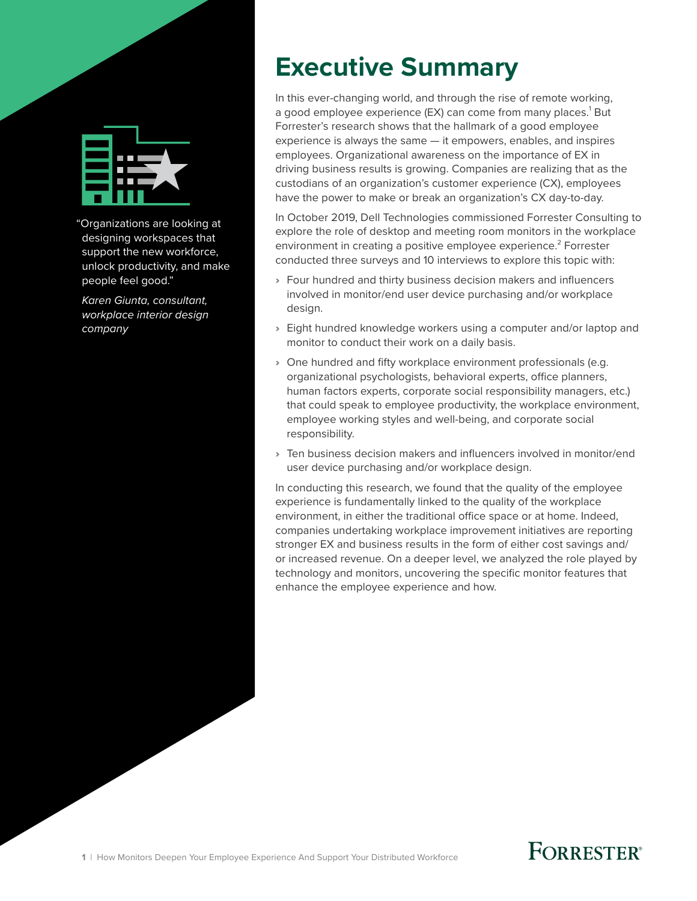> "Organizations are looking at designing workspaces that support the new workforce, unlock productivity, and make people feel good."
>
> *Karen Giunta, consultant, workplace interior design company*

# Executive Summary

In this ever-changing world, and through the rise of remote working, a good employee experience (EX) can come from many places.[1] But Forrester's research shows that the hallmark of a good employee experience is always the same — it empowers, enables, and inspires employees. Organizational awareness on the importance of EX in driving business results is growing. Companies are realizing that as the custodians of an organization's customer experience (CX), employees have the power to make or break an organization's CX day-to-day.

In October 2019, Dell Technologies commissioned Forrester Consulting to explore the role of desktop and meeting room monitors in the workplace environment in creating a positive employee experience.[2] Forrester conducted three surveys and 10 interviews to explore this topic with:

- Four hundred and thirty business decision makers and influencers involved in monitor/end user device purchasing and/or workplace design.
- Eight hundred knowledge workers using a computer and/or laptop and monitor to conduct their work on a daily basis.
- One hundred and fifty workplace environment professionals (e.g. organizational psychologists, behavioral experts, office planners, human factors experts, corporate social responsibility managers, etc.) that could speak to employee productivity, the workplace environment, employee working styles and well-being, and corporate social responsibility.
- Ten business decision makers and influencers involved in monitor/end user device purchasing and/or workplace design.

In conducting this research, we found that the quality of the employee experience is fundamentally linked to the quality of the workplace environment, in either the traditional office space or at home. Indeed, companies undertaking workplace improvement initiatives are reporting stronger EX and business results in the form of either cost savings and/or increased revenue. On a deeper level, we analyzed the role played by technology and monitors, uncovering the specific monitor features that enhance the employee experience and how.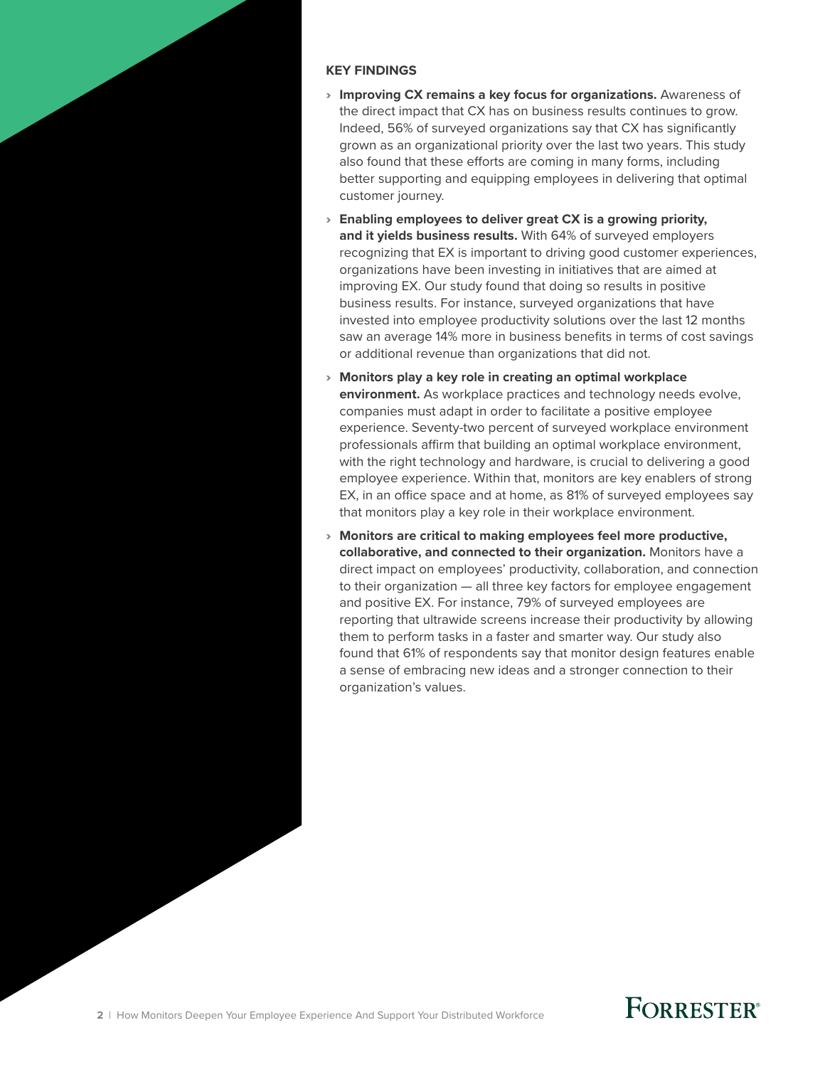## KEY FINDINGS

- **Improving CX remains a key focus for organizations.** Awareness of the direct impact that CX has on business results continues to grow. Indeed, 56% of surveyed organizations say that CX has significantly grown as an organizational priority over the last two years. This study also found that these efforts are coming in many forms, including better supporting and equipping employees in delivering that optimal customer journey.

- **Enabling employees to deliver great CX is a growing priority, and it yields business results.** With 64% of surveyed employers recognizing that EX is important to driving good customer experiences, organizations have been investing in initiatives that are aimed at improving EX. Our study found that doing so results in positive business results. For instance, surveyed organizations that have invested into employee productivity solutions over the last 12 months saw an average 14% more in business benefits in terms of cost savings or additional revenue than organizations that did not.

- **Monitors play a key role in creating an optimal workplace environment.** As workplace practices and technology needs evolve, companies must adapt in order to facilitate a positive employee experience. Seventy-two percent of surveyed workplace environment professionals affirm that building an optimal workplace environment, with the right technology and hardware, is crucial to delivering a good employee experience. Within that, monitors are key enablers of strong EX, in an office space and at home, as 81% of surveyed employees say that monitors play a key role in their workplace environment.

- **Monitors are critical to making employees feel more productive, collaborative, and connected to their organization.** Monitors have a direct impact on employees' productivity, collaboration, and connection to their organization — all three key factors for employee engagement and positive EX. For instance, 79% of surveyed employees are reporting that ultrawide screens increase their productivity by allowing them to perform tasks in a faster and smarter way. Our study also found that 61% of respondents say that monitor design features enable a sense of embracing new ideas and a stronger connection to their organization's values.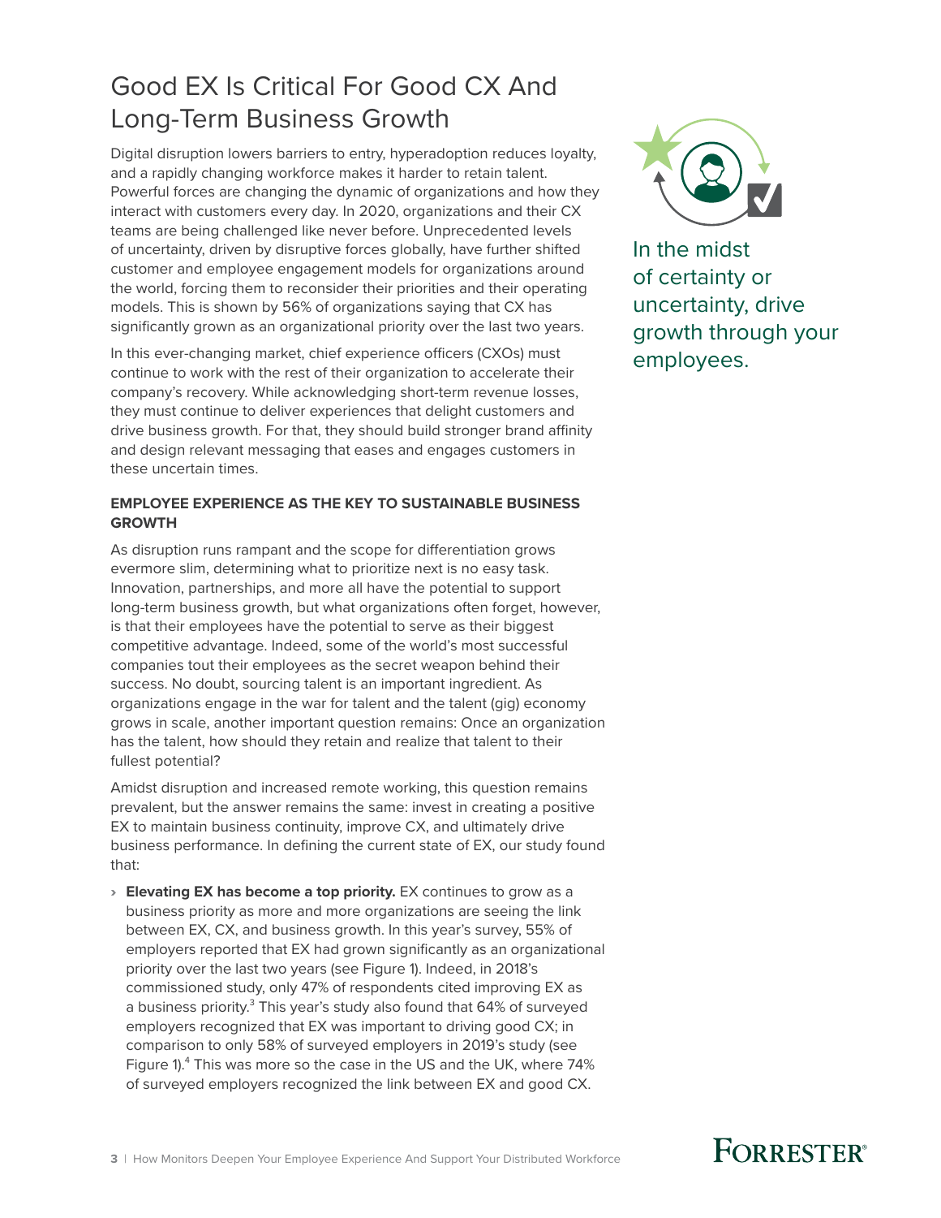# Good EX Is Critical For Good CX And Long-Term Business Growth

Digital disruption lowers barriers to entry, hyperadoption reduces loyalty, and a rapidly changing workforce makes it harder to retain talent. Powerful forces are changing the dynamic of organizations and how they interact with customers every day. In 2020, organizations and their CX teams are being challenged like never before. Unprecedented levels of uncertainty, driven by disruptive forces globally, have further shifted customer and employee engagement models for organizations around the world, forcing them to reconsider their priorities and their operating models. This is shown by 56% of organizations saying that CX has significantly grown as an organizational priority over the last two years.

In this ever-changing market, chief experience officers (CXOs) must continue to work with the rest of their organization to accelerate their company's recovery. While acknowledging short-term revenue losses, they must continue to deliver experiences that delight customers and drive business growth. For that, they should build stronger brand affinity and design relevant messaging that eases and engages customers in these uncertain times.

In the midst of certainty or uncertainty, drive growth through your employees.

**EMPLOYEE EXPERIENCE AS THE KEY TO SUSTAINABLE BUSINESS GROWTH**

As disruption runs rampant and the scope for differentiation grows evermore slim, determining what to prioritize next is no easy task. Innovation, partnerships, and more all have the potential to support long-term business growth, but what organizations often forget, however, is that their employees have the potential to serve as their biggest competitive advantage. Indeed, some of the world's most successful companies tout their employees as the secret weapon behind their success. No doubt, sourcing talent is an important ingredient. As organizations engage in the war for talent and the talent (gig) economy grows in scale, another important question remains: Once an organization has the talent, how should they retain and realize that talent to their fullest potential?

Amidst disruption and increased remote working, this question remains prevalent, but the answer remains the same: invest in creating a positive EX to maintain business continuity, improve CX, and ultimately drive business performance. In defining the current state of EX, our study found that:

- **Elevating EX has become a top priority.** EX continues to grow as a business priority as more and more organizations are seeing the link between EX, CX, and business growth. In this year's survey, 55% of employers reported that EX had grown significantly as an organizational priority over the last two years (see Figure 1). Indeed, in 2018's commissioned study, only 47% of respondents cited improving EX as a business priority.[3] This year's study also found that 64% of surveyed employers recognized that EX was important to driving good CX; in comparison to only 58% of surveyed employers in 2019's study (see Figure 1).[4] This was more so the case in the US and the UK, where 74% of surveyed employers recognized the link between EX and good CX.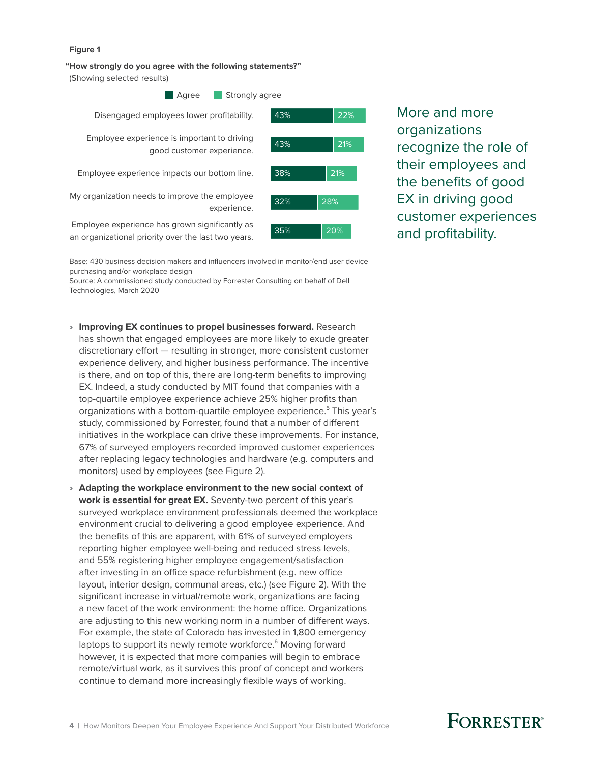**Figure 1**

**"How strongly do you agree with the following statements?"**
(Showing selected results)

| Statement | Agree | Strongly agree |
| --- | --- | --- |
| Disengaged employees lower profitability. | 43% | 22% |
| Employee experience is important to driving good customer experience. | 43% | 21% |
| Employee experience impacts our bottom line. | 38% | 21% |
| My organization needs to improve the employee experience. | 32% | 28% |
| Employee experience has grown significantly as an organizational priority over the last two years. | 35% | 20% |

Base: 430 business decision makers and influencers involved in monitor/end user device purchasing and/or workplace design
Source: A commissioned study conducted by Forrester Consulting on behalf of Dell Technologies, March 2020

More and more organizations recognize the role of their employees and the benefits of good EX in driving good customer experiences and profitability.

- **Improving EX continues to propel businesses forward.** Research has shown that engaged employees are more likely to exude greater discretionary effort — resulting in stronger, more consistent customer experience delivery, and higher business performance. The incentive is there, and on top of this, there are long-term benefits to improving EX. Indeed, a study conducted by MIT found that companies with a top-quartile employee experience achieve 25% higher profits than organizations with a bottom-quartile employee experience.[5] This year's study, commissioned by Forrester, found that a number of different initiatives in the workplace can drive these improvements. For instance, 67% of surveyed employers recorded improved customer experiences after replacing legacy technologies and hardware (e.g. computers and monitors) used by employees (see Figure 2).
- **Adapting the workplace environment to the new social context of work is essential for great EX.** Seventy-two percent of this year's surveyed workplace environment professionals deemed the workplace environment crucial to delivering a good employee experience. And the benefits of this are apparent, with 61% of surveyed employers reporting higher employee well-being and reduced stress levels, and 55% registering higher employee engagement/satisfaction after investing in an office space refurbishment (e.g. new office layout, interior design, communal areas, etc.) (see Figure 2). With the significant increase in virtual/remote work, organizations are facing a new facet of the work environment: the home office. Organizations are adjusting to this new working norm in a number of different ways. For example, the state of Colorado has invested in 1,800 emergency laptops to support its newly remote workforce.[6] Moving forward however, it is expected that more companies will begin to embrace remote/virtual work, as it survives this proof of concept and workers continue to demand more increasingly flexible ways of working.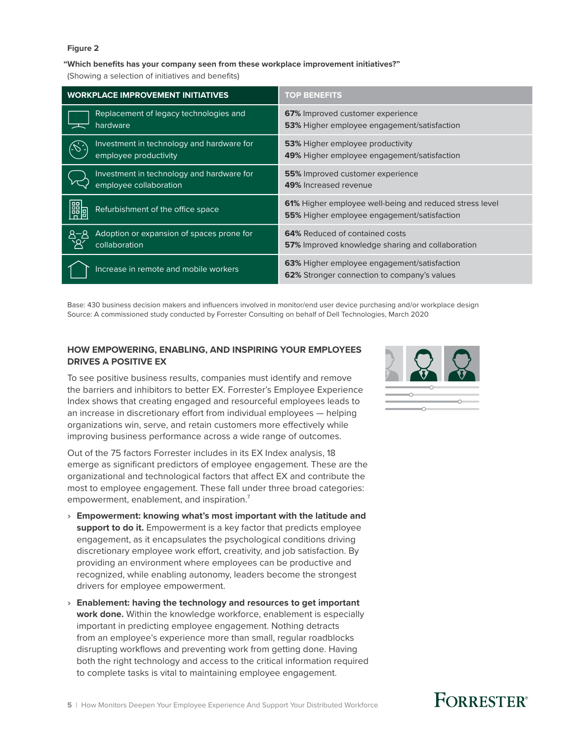**Figure 2**

**"Which benefits has your company seen from these workplace improvement initiatives?"**
(Showing a selection of initiatives and benefits)

| WORKPLACE IMPROVEMENT INITIATIVES | TOP BENEFITS |
| --- | --- |
| Replacement of legacy technologies and hardware | **67%** Improved customer experience<br>**53%** Higher employee engagement/satisfaction |
| Investment in technology and hardware for employee productivity | **53%** Higher employee productivity<br>**49%** Higher employee engagement/satisfaction |
| Investment in technology and hardware for employee collaboration | **55%** Improved customer experience<br>**49%** Increased revenue |
| Refurbishment of the office space | **61%** Higher employee well-being and reduced stress level<br>**55%** Higher employee engagement/satisfaction |
| Adoption or expansion of spaces prone for collaboration | **64%** Reduced of contained costs<br>**57%** Improved knowledge sharing and collaboration |
| Increase in remote and mobile workers | **63%** Higher employee engagement/satisfaction<br>**62%** Stronger connection to company's values |

Base: 430 business decision makers and influencers involved in monitor/end user device purchasing and/or workplace design
Source: A commissioned study conducted by Forrester Consulting on behalf of Dell Technologies, March 2020

## HOW EMPOWERING, ENABLING, AND INSPIRING YOUR EMPLOYEES DRIVES A POSITIVE EX

To see positive business results, companies must identify and remove the barriers and inhibitors to better EX. Forrester's Employee Experience Index shows that creating engaged and resourceful employees leads to an increase in discretionary effort from individual employees — helping organizations win, serve, and retain customers more effectively while improving business performance across a wide range of outcomes.

Out of the 75 factors Forrester includes in its EX Index analysis, 18 emerge as significant predictors of employee engagement. These are the organizational and technological factors that affect EX and contribute the most to employee engagement. These fall under three broad categories: empowerment, enablement, and inspiration.[7]

- **Empowerment: knowing what's most important with the latitude and support to do it.** Empowerment is a key factor that predicts employee engagement, as it encapsulates the psychological conditions driving discretionary employee work effort, creativity, and job satisfaction. By providing an environment where employees can be productive and recognized, while enabling autonomy, leaders become the strongest drivers for employee empowerment.
- **Enablement: having the technology and resources to get important work done.** Within the knowledge workforce, enablement is especially important in predicting employee engagement. Nothing detracts from an employee's experience more than small, regular roadblocks disrupting workflows and preventing work from getting done. Having both the right technology and access to the critical information required to complete tasks is vital to maintaining employee engagement.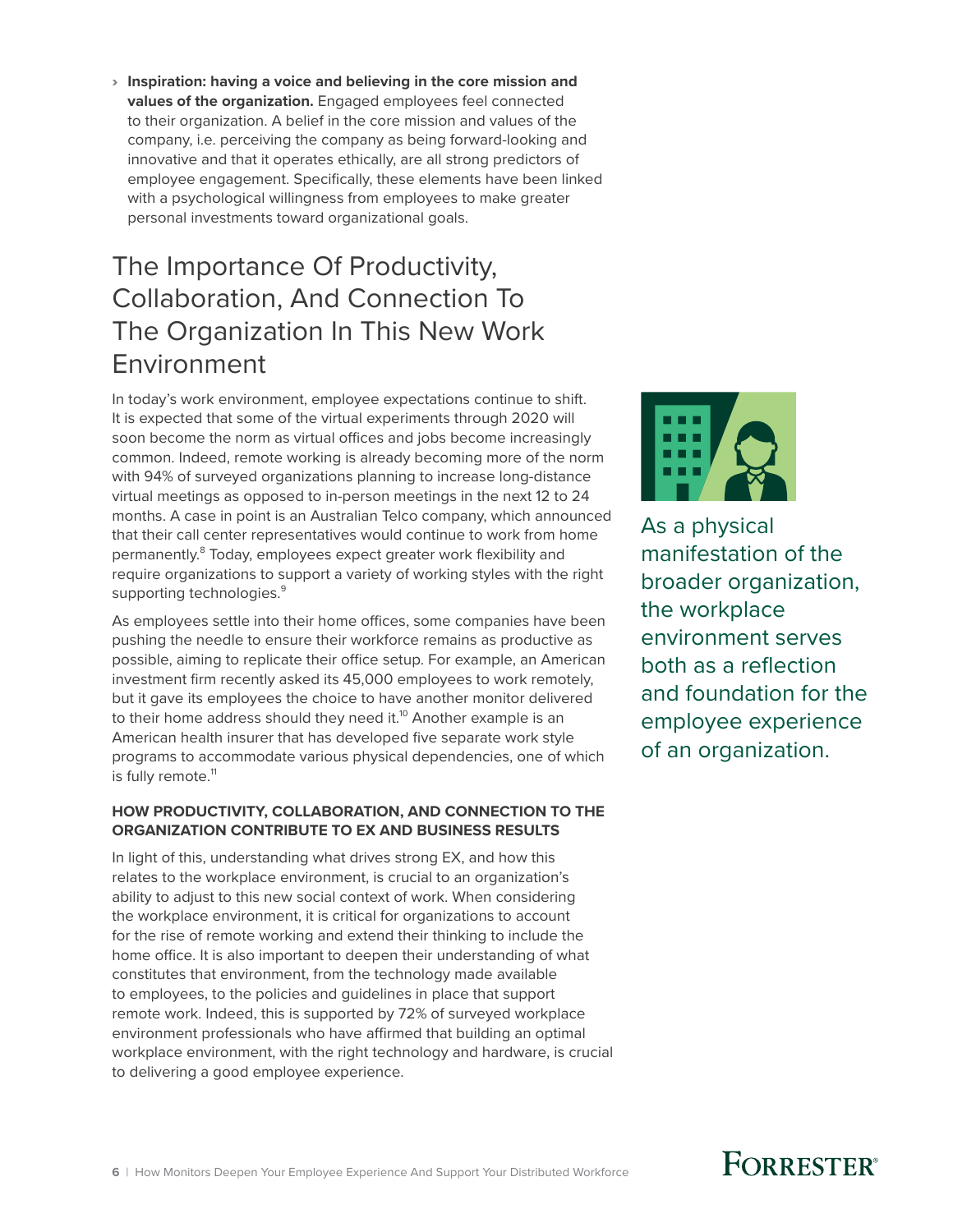- **Inspiration: having a voice and believing in the core mission and values of the organization.** Engaged employees feel connected to their organization. A belief in the core mission and values of the company, i.e. perceiving the company as being forward-looking and innovative and that it operates ethically, are all strong predictors of employee engagement. Specifically, these elements have been linked with a psychological willingness from employees to make greater personal investments toward organizational goals.

# The Importance Of Productivity, Collaboration, And Connection To The Organization In This New Work Environment

In today's work environment, employee expectations continue to shift. It is expected that some of the virtual experiments through 2020 will soon become the norm as virtual offices and jobs become increasingly common. Indeed, remote working is already becoming more of the norm with 94% of surveyed organizations planning to increase long-distance virtual meetings as opposed to in-person meetings in the next 12 to 24 months. A case in point is an Australian Telco company, which announced that their call center representatives would continue to work from home permanently.[8] Today, employees expect greater work flexibility and require organizations to support a variety of working styles with the right supporting technologies.[9]

As employees settle into their home offices, some companies have been pushing the needle to ensure their workforce remains as productive as possible, aiming to replicate their office setup. For example, an American investment firm recently asked its 45,000 employees to work remotely, but it gave its employees the choice to have another monitor delivered to their home address should they need it.[10] Another example is an American health insurer that has developed five separate work style programs to accommodate various physical dependencies, one of which is fully remote.[11]

As a physical manifestation of the broader organization, the workplace environment serves both as a reflection and foundation for the employee experience of an organization.

### HOW PRODUCTIVITY, COLLABORATION, AND CONNECTION TO THE ORGANIZATION CONTRIBUTE TO EX AND BUSINESS RESULTS

In light of this, understanding what drives strong EX, and how this relates to the workplace environment, is crucial to an organization's ability to adjust to this new social context of work. When considering the workplace environment, it is critical for organizations to account for the rise of remote working and extend their thinking to include the home office. It is also important to deepen their understanding of what constitutes that environment, from the technology made available to employees, to the policies and guidelines in place that support remote work. Indeed, this is supported by 72% of surveyed workplace environment professionals who have affirmed that building an optimal workplace environment, with the right technology and hardware, is crucial to delivering a good employee experience.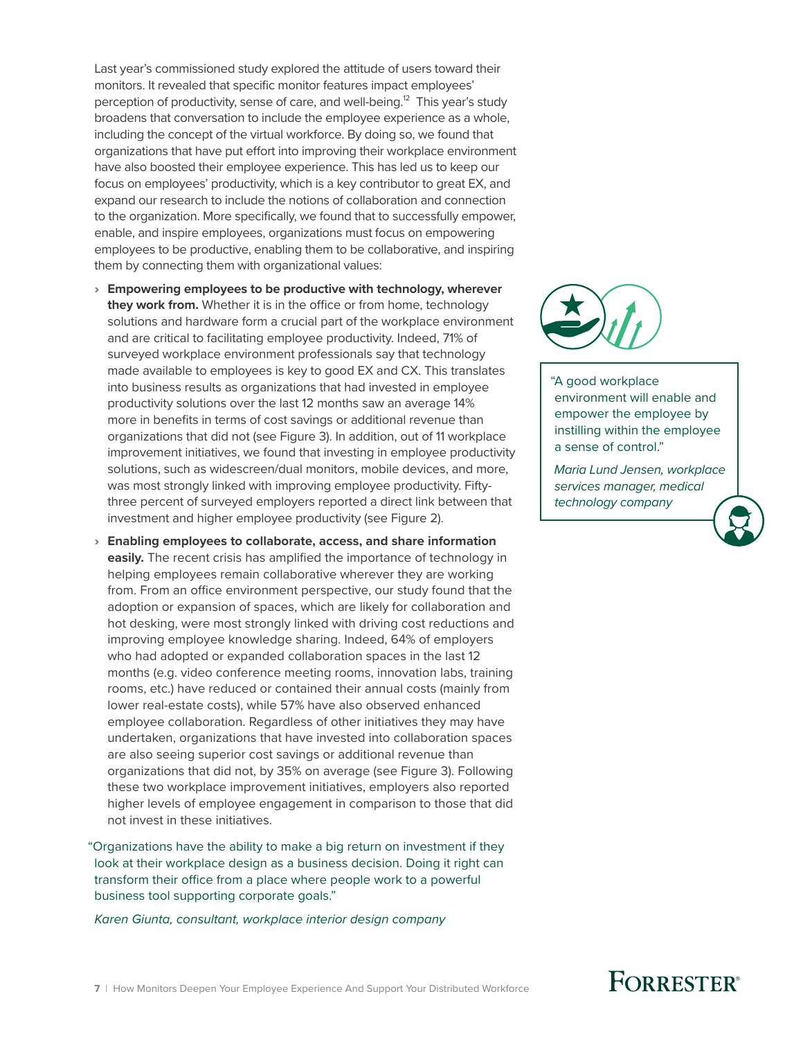Last year's commissioned study explored the attitude of users toward their monitors. It revealed that specific monitor features impact employees' perception of productivity, sense of care, and well-being.[12] This year's study broadens that conversation to include the employee experience as a whole, including the concept of the virtual workforce. By doing so, we found that organizations that have put effort into improving their workplace environment have also boosted their employee experience. This has led us to keep our focus on employees' productivity, which is a key contributor to great EX, and expand our research to include the notions of collaboration and connection to the organization. More specifically, we found that to successfully empower, enable, and inspire employees, organizations must focus on empowering employees to be productive, enabling them to be collaborative, and inspiring them by connecting them with organizational values:

- **Empowering employees to be productive with technology, wherever they work from.** Whether it is in the office or from home, technology solutions and hardware form a crucial part of the workplace environment and are critical to facilitating employee productivity. Indeed, 71% of surveyed workplace environment professionals say that technology made available to employees is key to good EX and CX. This translates into business results as organizations that had invested in employee productivity solutions over the last 12 months saw an average 14% more in benefits in terms of cost savings or additional revenue than organizations that did not (see Figure 3). In addition, out of 11 workplace improvement initiatives, we found that investing in employee productivity solutions, such as widescreen/dual monitors, mobile devices, and more, was most strongly linked with improving employee productivity. Fifty-three percent of surveyed employers reported a direct link between that investment and higher employee productivity (see Figure 2).
- **Enabling employees to collaborate, access, and share information easily.** The recent crisis has amplified the importance of technology in helping employees remain collaborative wherever they are working from. From an office environment perspective, our study found that the adoption or expansion of spaces, which are likely for collaboration and hot desking, were most strongly linked with driving cost reductions and improving employee knowledge sharing. Indeed, 64% of employers who had adopted or expanded collaboration spaces in the last 12 months (e.g. video conference meeting rooms, innovation labs, training rooms, etc.) have reduced or contained their annual costs (mainly from lower real-estate costs), while 57% have also observed enhanced employee collaboration. Regardless of other initiatives they may have undertaken, organizations that have invested into collaboration spaces are also seeing superior cost savings or additional revenue than organizations that did not, by 35% on average (see Figure 3). Following these two workplace improvement initiatives, employers also reported higher levels of employee engagement in comparison to those that did not invest in these initiatives.

"Organizations have the ability to make a big return on investment if they look at their workplace design as a business decision. Doing it right can transform their office from a place where people work to a powerful business tool supporting corporate goals."

*Karen Giunta, consultant, workplace interior design company*

"A good workplace environment will enable and empower the employee by instilling within the employee a sense of control."

*Maria Lund Jensen, workplace services manager, medical technology company*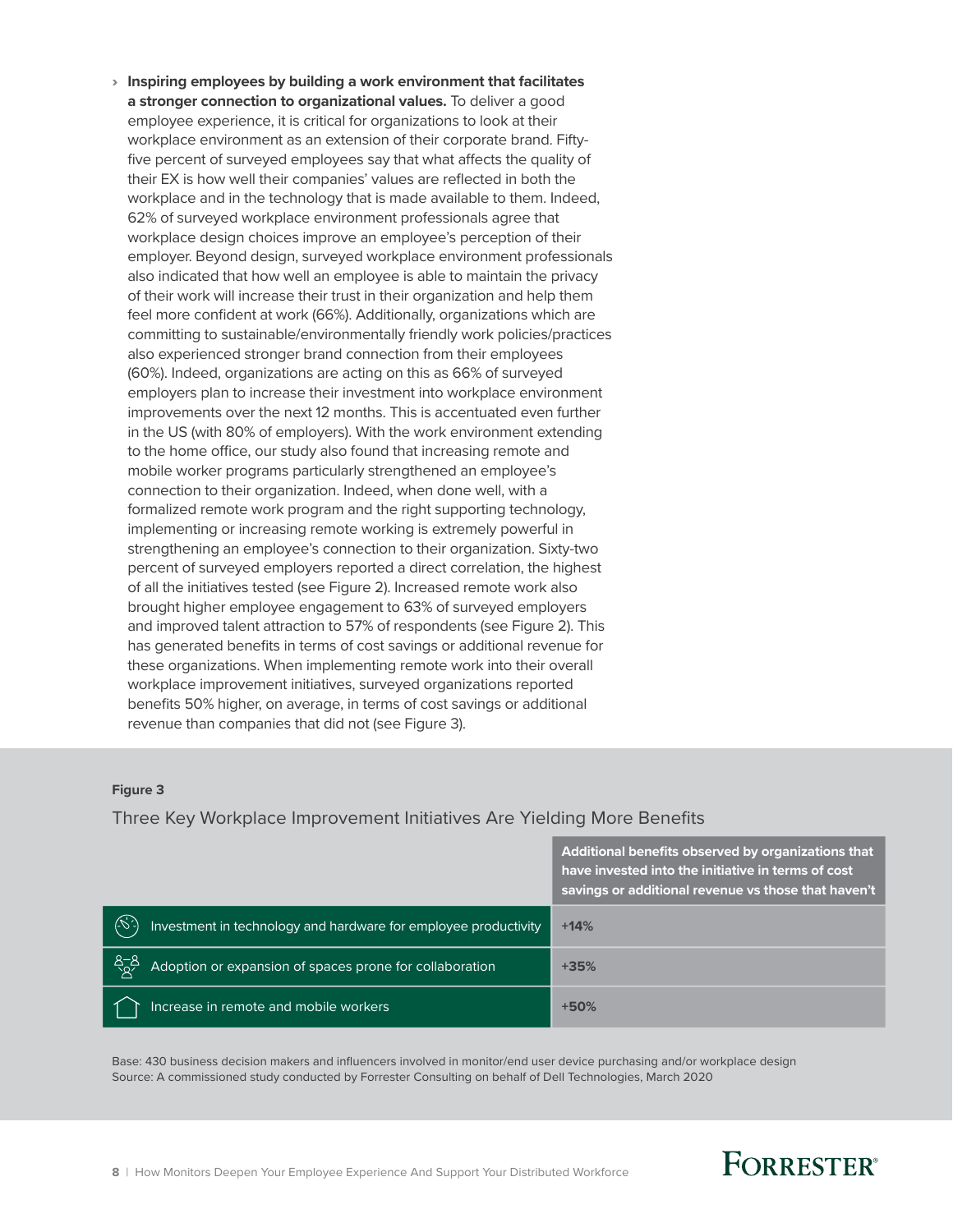- **Inspiring employees by building a work environment that facilitates a stronger connection to organizational values.** To deliver a good employee experience, it is critical for organizations to look at their workplace environment as an extension of their corporate brand. Fifty-five percent of surveyed employees say that what affects the quality of their EX is how well their companies' values are reflected in both the workplace and in the technology that is made available to them. Indeed, 62% of surveyed workplace environment professionals agree that workplace design choices improve an employee's perception of their employer. Beyond design, surveyed workplace environment professionals also indicated that how well an employee is able to maintain the privacy of their work will increase their trust in their organization and help them feel more confident at work (66%). Additionally, organizations which are committing to sustainable/environmentally friendly work policies/practices also experienced stronger brand connection from their employees (60%). Indeed, organizations are acting on this as 66% of surveyed employers plan to increase their investment into workplace environment improvements over the next 12 months. This is accentuated even further in the US (with 80% of employers). With the work environment extending to the home office, our study also found that increasing remote and mobile worker programs particularly strengthened an employee's connection to their organization. Indeed, when done well, with a formalized remote work program and the right supporting technology, implementing or increasing remote working is extremely powerful in strengthening an employee's connection to their organization. Sixty-two percent of surveyed employers reported a direct correlation, the highest of all the initiatives tested (see Figure 2). Increased remote work also brought higher employee engagement to 63% of surveyed employers and improved talent attraction to 57% of respondents (see Figure 2). This has generated benefits in terms of cost savings or additional revenue for these organizations. When implementing remote work into their overall workplace improvement initiatives, surveyed organizations reported benefits 50% higher, on average, in terms of cost savings or additional revenue than companies that did not (see Figure 3).

**Figure 3**

Three Key Workplace Improvement Initiatives Are Yielding More Benefits

| | **Additional benefits observed by organizations that have invested into the initiative in terms of cost savings or additional revenue vs those that haven't** |
|---|---|
| Investment in technology and hardware for employee productivity | +14% |
| Adoption or expansion of spaces prone for collaboration | +35% |
| Increase in remote and mobile workers | +50% |

Base: 430 business decision makers and influencers involved in monitor/end user device purchasing and/or workplace design
Source: A commissioned study conducted by Forrester Consulting on behalf of Dell Technologies, March 2020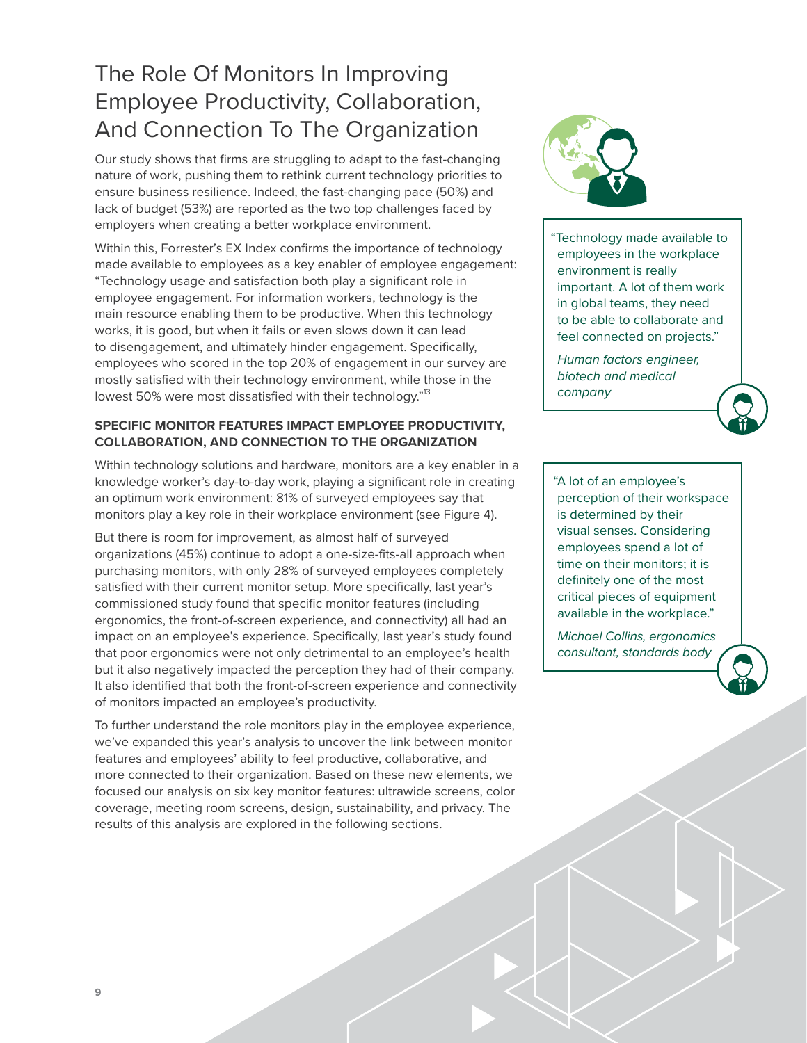# The Role Of Monitors In Improving Employee Productivity, Collaboration, And Connection To The Organization

Our study shows that firms are struggling to adapt to the fast-changing nature of work, pushing them to rethink current technology priorities to ensure business resilience. Indeed, the fast-changing pace (50%) and lack of budget (53%) are reported as the two top challenges faced by employers when creating a better workplace environment.

Within this, Forrester's EX Index confirms the importance of technology made available to employees as a key enabler of employee engagement: "Technology usage and satisfaction both play a significant role in employee engagement. For information workers, technology is the main resource enabling them to be productive. When this technology works, it is good, but when it fails or even slows down it can lead to disengagement, and ultimately hinder engagement. Specifically, employees who scored in the top 20% of engagement in our survey are mostly satisfied with their technology environment, while those in the lowest 50% were most dissatisfied with their technology."[13]

### SPECIFIC MONITOR FEATURES IMPACT EMPLOYEE PRODUCTIVITY, COLLABORATION, AND CONNECTION TO THE ORGANIZATION

Within technology solutions and hardware, monitors are a key enabler in a knowledge worker's day-to-day work, playing a significant role in creating an optimum work environment: 81% of surveyed employees say that monitors play a key role in their workplace environment (see Figure 4).

But there is room for improvement, as almost half of surveyed organizations (45%) continue to adopt a one-size-fits-all approach when purchasing monitors, with only 28% of surveyed employees completely satisfied with their current monitor setup. More specifically, last year's commissioned study found that specific monitor features (including ergonomics, the front-of-screen experience, and connectivity) all had an impact on an employee's experience. Specifically, last year's study found that poor ergonomics were not only detrimental to an employee's health but it also negatively impacted the perception they had of their company. It also identified that both the front-of-screen experience and connectivity of monitors impacted an employee's productivity.

To further understand the role monitors play in the employee experience, we've expanded this year's analysis to uncover the link between monitor features and employees' ability to feel productive, collaborative, and more connected to their organization. Based on these new elements, we focused our analysis on six key monitor features: ultrawide screens, color coverage, meeting room screens, design, sustainability, and privacy. The results of this analysis are explored in the following sections.

> "Technology made available to employees in the workplace environment is really important. A lot of them work in global teams, they need to be able to collaborate and feel connected on projects."
>
> *Human factors engineer, biotech and medical company*

> "A lot of an employee's perception of their workspace is determined by their visual senses. Considering employees spend a lot of time on their monitors; it is definitely one of the most critical pieces of equipment available in the workplace."
>
> *Michael Collins, ergonomics consultant, standards body*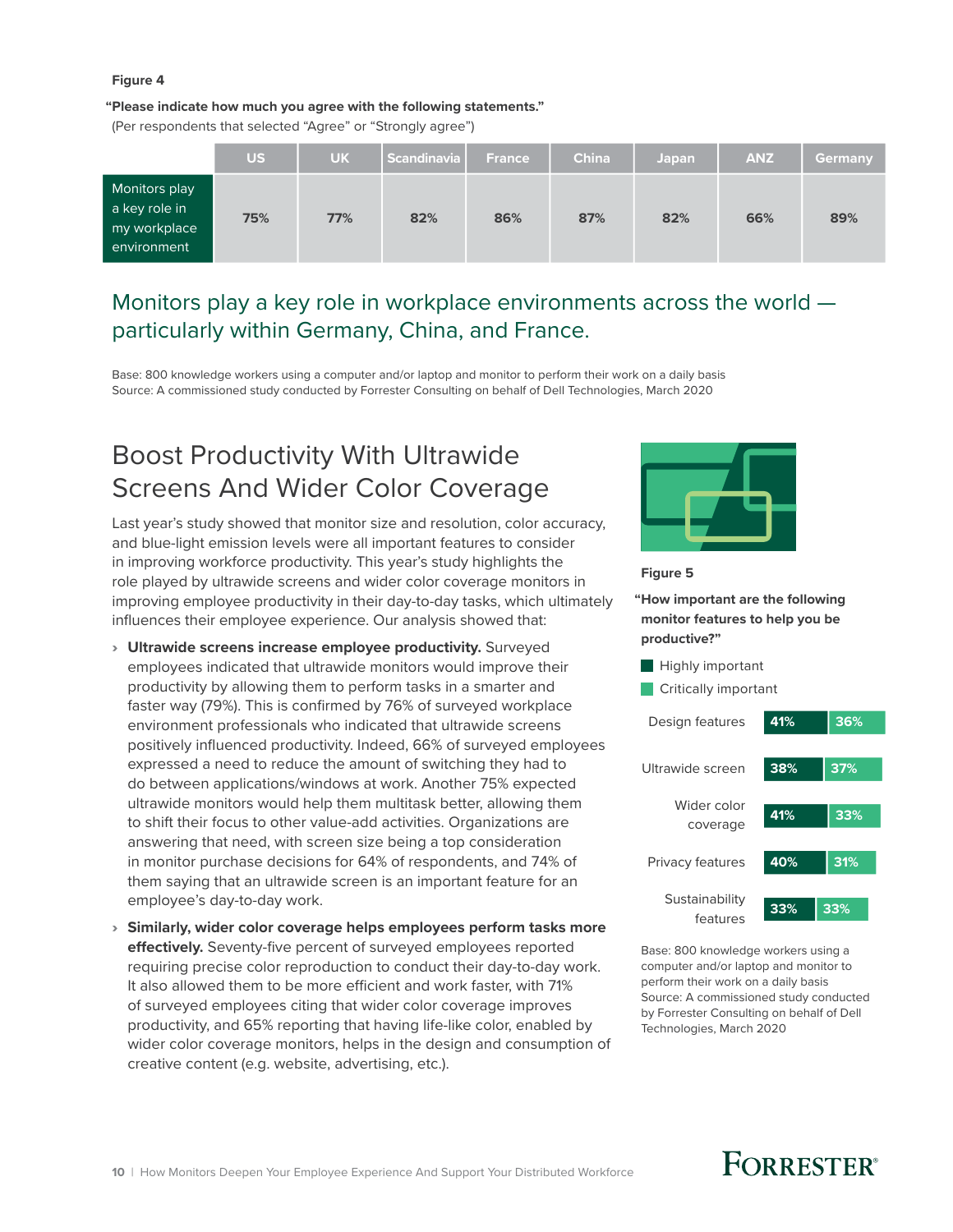Figure 4

**"Please indicate how much you agree with the following statements."**
(Per respondents that selected "Agree" or "Strongly agree")

| | US | UK | Scandinavia | France | China | Japan | ANZ | Germany |
|---|---|---|---|---|---|---|---|---|
| Monitors play a key role in my workplace environment | 75% | 77% | 82% | 86% | 87% | 82% | 66% | 89% |

Monitors play a key role in workplace environments across the world — particularly within Germany, China, and France.

Base: 800 knowledge workers using a computer and/or laptop and monitor to perform their work on a daily basis
Source: A commissioned study conducted by Forrester Consulting on behalf of Dell Technologies, March 2020

## Boost Productivity With Ultrawide Screens And Wider Color Coverage

Last year's study showed that monitor size and resolution, color accuracy, and blue-light emission levels were all important features to consider in improving workforce productivity. This year's study highlights the role played by ultrawide screens and wider color coverage monitors in improving employee productivity in their day-to-day tasks, which ultimately influences their employee experience. Our analysis showed that:

- **Ultrawide screens increase employee productivity.** Surveyed employees indicated that ultrawide monitors would improve their productivity by allowing them to perform tasks in a smarter and faster way (79%). This is confirmed by 76% of surveyed workplace environment professionals who indicated that ultrawide screens positively influenced productivity. Indeed, 66% of surveyed employees expressed a need to reduce the amount of switching they had to do between applications/windows at work. Another 75% expected ultrawide monitors would help them multitask better, allowing them to shift their focus to other value-add activities. Organizations are answering that need, with screen size being a top consideration in monitor purchase decisions for 64% of respondents, and 74% of them saying that an ultrawide screen is an important feature for an employee's day-to-day work.
- **Similarly, wider color coverage helps employees perform tasks more effectively.** Seventy-five percent of surveyed employees reported requiring precise color reproduction to conduct their day-to-day work. It also allowed them to be more efficient and work faster, with 71% of surveyed employees citing that wider color coverage improves productivity, and 65% reporting that having life-like color, enabled by wider color coverage monitors, helps in the design and consumption of creative content (e.g. website, advertising, etc.).

Figure 5

**"How important are the following monitor features to help you be productive?"**

| Feature | Highly important | Critically important |
|---|---|---|
| Design features | 41% | 36% |
| Ultrawide screen | 38% | 37% |
| Wider color coverage | 41% | 33% |
| Privacy features | 40% | 31% |
| Sustainability features | 33% | 33% |

Base: 800 knowledge workers using a computer and/or laptop and monitor to perform their work on a daily basis
Source: A commissioned study conducted by Forrester Consulting on behalf of Dell Technologies, March 2020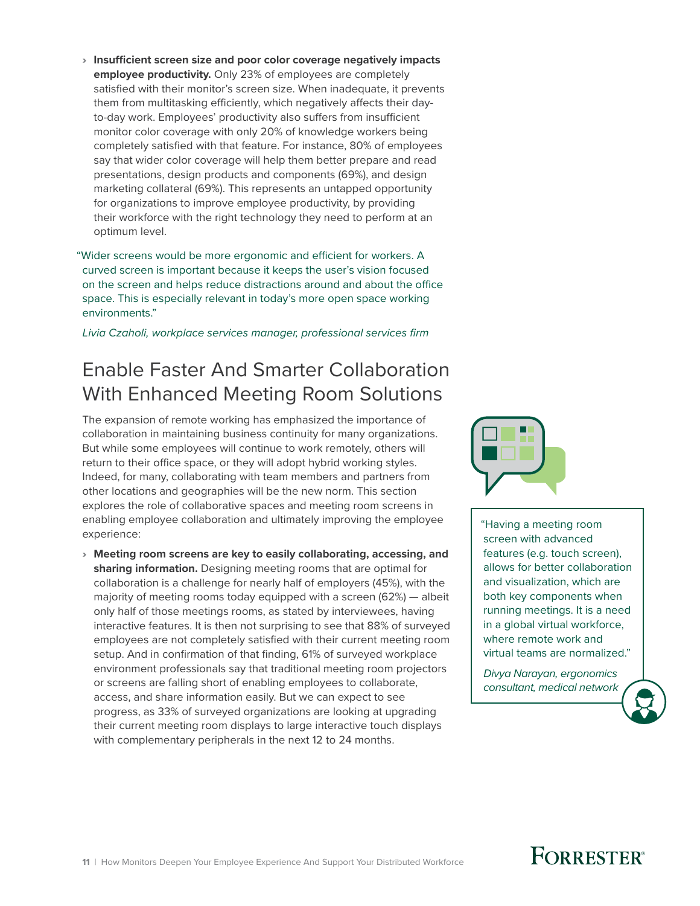- **Insufficient screen size and poor color coverage negatively impacts employee productivity.** Only 23% of employees are completely satisfied with their monitor's screen size. When inadequate, it prevents them from multitasking efficiently, which negatively affects their day-to-day work. Employees' productivity also suffers from insufficient monitor color coverage with only 20% of knowledge workers being completely satisfied with that feature. For instance, 80% of employees say that wider color coverage will help them better prepare and read presentations, design products and components (69%), and design marketing collateral (69%). This represents an untapped opportunity for organizations to improve employee productivity, by providing their workforce with the right technology they need to perform at an optimum level.

"Wider screens would be more ergonomic and efficient for workers. A curved screen is important because it keeps the user's vision focused on the screen and helps reduce distractions around and about the office space. This is especially relevant in today's more open space working environments."

*Livia Czaholi, workplace services manager, professional services firm*

## Enable Faster And Smarter Collaboration With Enhanced Meeting Room Solutions

The expansion of remote working has emphasized the importance of collaboration in maintaining business continuity for many organizations. But while some employees will continue to work remotely, others will return to their office space, or they will adopt hybrid working styles. Indeed, for many, collaborating with team members and partners from other locations and geographies will be the new norm. This section explores the role of collaborative spaces and meeting room screens in enabling employee collaboration and ultimately improving the employee experience:

- **Meeting room screens are key to easily collaborating, accessing, and sharing information.** Designing meeting rooms that are optimal for collaboration is a challenge for nearly half of employers (45%), with the majority of meeting rooms today equipped with a screen (62%) — albeit only half of those meetings rooms, as stated by interviewees, having interactive features. It is then not surprising to see that 88% of surveyed employees are not completely satisfied with their current meeting room setup. And in confirmation of that finding, 61% of surveyed workplace environment professionals say that traditional meeting room projectors or screens are falling short of enabling employees to collaborate, access, and share information easily. But we can expect to see progress, as 33% of surveyed organizations are looking at upgrading their current meeting room displays to large interactive touch displays with complementary peripherals in the next 12 to 24 months.

"Having a meeting room screen with advanced features (e.g. touch screen), allows for better collaboration and visualization, which are both key components when running meetings. It is a need in a global virtual workforce, where remote work and virtual teams are normalized."

*Divya Narayan, ergonomics consultant, medical network*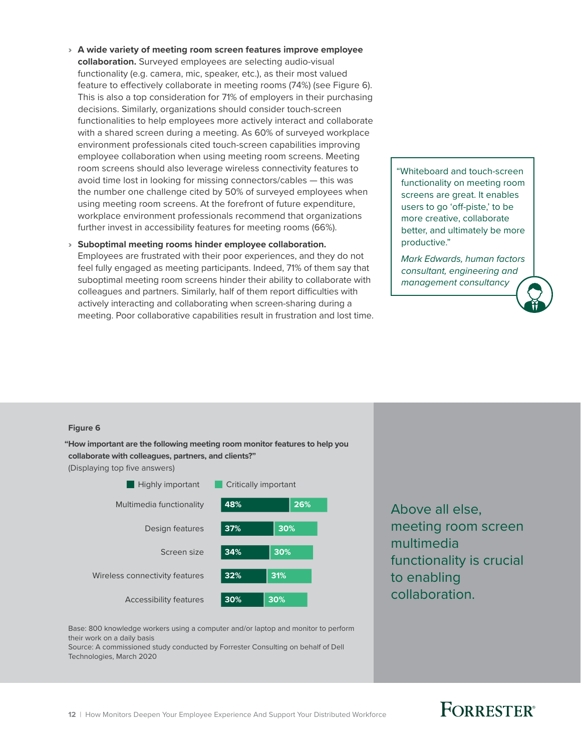- **A wide variety of meeting room screen features improve employee collaboration.** Surveyed employees are selecting audio-visual functionality (e.g. camera, mic, speaker, etc.), as their most valued feature to effectively collaborate in meeting rooms (74%) (see Figure 6). This is also a top consideration for 71% of employers in their purchasing decisions. Similarly, organizations should consider touch-screen functionalities to help employees more actively interact and collaborate with a shared screen during a meeting. As 60% of surveyed workplace environment professionals cited touch-screen capabilities improving employee collaboration when using meeting room screens. Meeting room screens should also leverage wireless connectivity features to avoid time lost in looking for missing connectors/cables — this was the number one challenge cited by 50% of surveyed employees when using meeting room screens. At the forefront of future expenditure, workplace environment professionals recommend that organizations further invest in accessibility features for meeting rooms (66%).

- **Suboptimal meeting rooms hinder employee collaboration.** Employees are frustrated with their poor experiences, and they do not feel fully engaged as meeting participants. Indeed, 71% of them say that suboptimal meeting room screens hinder their ability to collaborate with colleagues and partners. Similarly, half of them report difficulties with actively interacting and collaborating when screen-sharing during a meeting. Poor collaborative capabilities result in frustration and lost time.

> "Whiteboard and touch-screen functionality on meeting room screens are great. It enables users to go 'off-piste,' to be more creative, collaborate better, and ultimately be more productive."
>
> *Mark Edwards, human factors consultant, engineering and management consultancy*

**Figure 6**

**"How important are the following meeting room monitor features to help you collaborate with colleagues, partners, and clients?"**

(Displaying top five answers)

| Feature | Highly important | Critically important |
|---|---|---|
| Multimedia functionality | 48% | 26% |
| Design features | 37% | 30% |
| Screen size | 34% | 30% |
| Wireless connectivity features | 32% | 31% |
| Accessibility features | 30% | 30% |

Base: 800 knowledge workers using a computer and/or laptop and monitor to perform their work on a daily basis

Source: A commissioned study conducted by Forrester Consulting on behalf of Dell Technologies, March 2020

Above all else, meeting room screen multimedia functionality is crucial to enabling collaboration.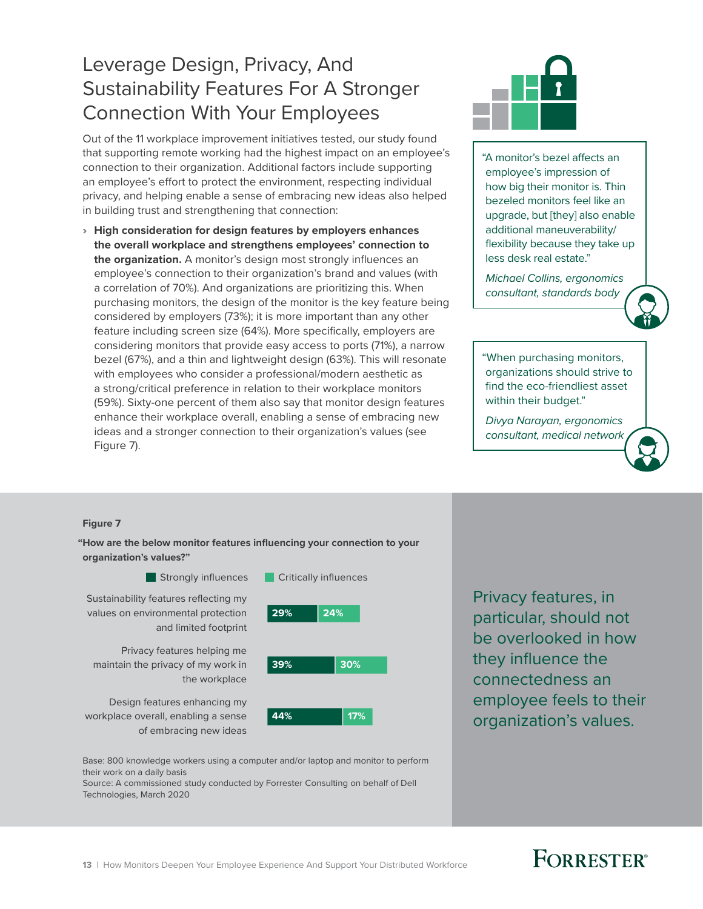# Leverage Design, Privacy, And Sustainability Features For A Stronger Connection With Your Employees

Out of the 11 workplace improvement initiatives tested, our study found that supporting remote working had the highest impact on an employee's connection to their organization. Additional factors include supporting an employee's effort to protect the environment, respecting individual privacy, and helping enable a sense of embracing new ideas also helped in building trust and strengthening that connection:

› **High consideration for design features by employers enhances the overall workplace and strengthens employees' connection to the organization.** A monitor's design most strongly influences an employee's connection to their organization's brand and values (with a correlation of 70%). And organizations are prioritizing this. When purchasing monitors, the design of the monitor is the key feature being considered by employers (73%); it is more important than any other feature including screen size (64%). More specifically, employers are considering monitors that provide easy access to ports (71%), a narrow bezel (67%), and a thin and lightweight design (63%). This will resonate with employees who consider a professional/modern aesthetic as a strong/critical preference in relation to their workplace monitors (59%). Sixty-one percent of them also say that monitor design features enhance their workplace overall, enabling a sense of embracing new ideas and a stronger connection to their organization's values (see Figure 7).

"A monitor's bezel affects an employee's impression of how big their monitor is. Thin bezeled monitors feel like an upgrade, but [they] also enable additional maneuverability/flexibility because they take up less desk real estate."

*Michael Collins, ergonomics consultant, standards body*

"When purchasing monitors, organizations should strive to find the eco-friendliest asset within their budget."

*Divya Narayan, ergonomics consultant, medical network*

**Figure 7**

**"How are the below monitor features influencing your connection to your organization's values?"**

| | Strongly influences | Critically influences |
|---|---|---|
| Sustainability features reflecting my values on environmental protection and limited footprint | 29% | 24% |
| Privacy features helping me maintain the privacy of my work in the workplace | 39% | 30% |
| Design features enhancing my workplace overall, enabling a sense of embracing new ideas | 44% | 17% |

Base: 800 knowledge workers using a computer and/or laptop and monitor to perform their work on a daily basis

Source: A commissioned study conducted by Forrester Consulting on behalf of Dell Technologies, March 2020

Privacy features, in particular, should not be overlooked in how they influence the connectedness an employee feels to their organization's values.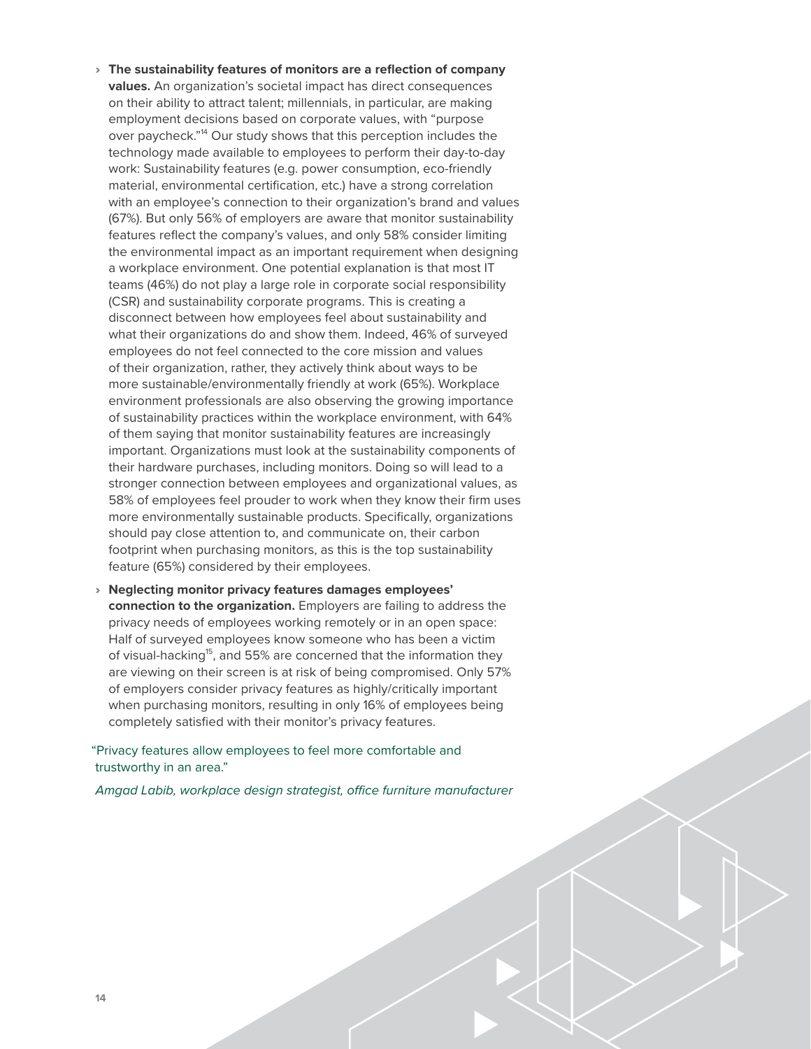- **The sustainability features of monitors are a reflection of company values.** An organization's societal impact has direct consequences on their ability to attract talent; millennials, in particular, are making employment decisions based on corporate values, with "purpose over paycheck."[14] Our study shows that this perception includes the technology made available to employees to perform their day-to-day work: Sustainability features (e.g. power consumption, eco-friendly material, environmental certification, etc.) have a strong correlation with an employee's connection to their organization's brand and values (67%). But only 56% of employers are aware that monitor sustainability features reflect the company's values, and only 58% consider limiting the environmental impact as an important requirement when designing a workplace environment. One potential explanation is that most IT teams (46%) do not play a large role in corporate social responsibility (CSR) and sustainability corporate programs. This is creating a disconnect between how employees feel about sustainability and what their organizations do and show them. Indeed, 46% of surveyed employees do not feel connected to the core mission and values of their organization, rather, they actively think about ways to be more sustainable/environmentally friendly at work (65%). Workplace environment professionals are also observing the growing importance of sustainability practices within the workplace environment, with 64% of them saying that monitor sustainability features are increasingly important. Organizations must look at the sustainability components of their hardware purchases, including monitors. Doing so will lead to a stronger connection between employees and organizational values, as 58% of employees feel prouder to work when they know their firm uses more environmentally sustainable products. Specifically, organizations should pay close attention to, and communicate on, their carbon footprint when purchasing monitors, as this is the top sustainability feature (65%) considered by their employees.

- **Neglecting monitor privacy features damages employees' connection to the organization.** Employers are failing to address the privacy needs of employees working remotely or in an open space: Half of surveyed employees know someone who has been a victim of visual-hacking[15], and 55% are concerned that the information they are viewing on their screen is at risk of being compromised. Only 57% of employers consider privacy features as highly/critically important when purchasing monitors, resulting in only 16% of employees being completely satisfied with their monitor's privacy features.

"Privacy features allow employees to feel more comfortable and trustworthy in an area."

*Amgad Labib, workplace design strategist, office furniture manufacturer*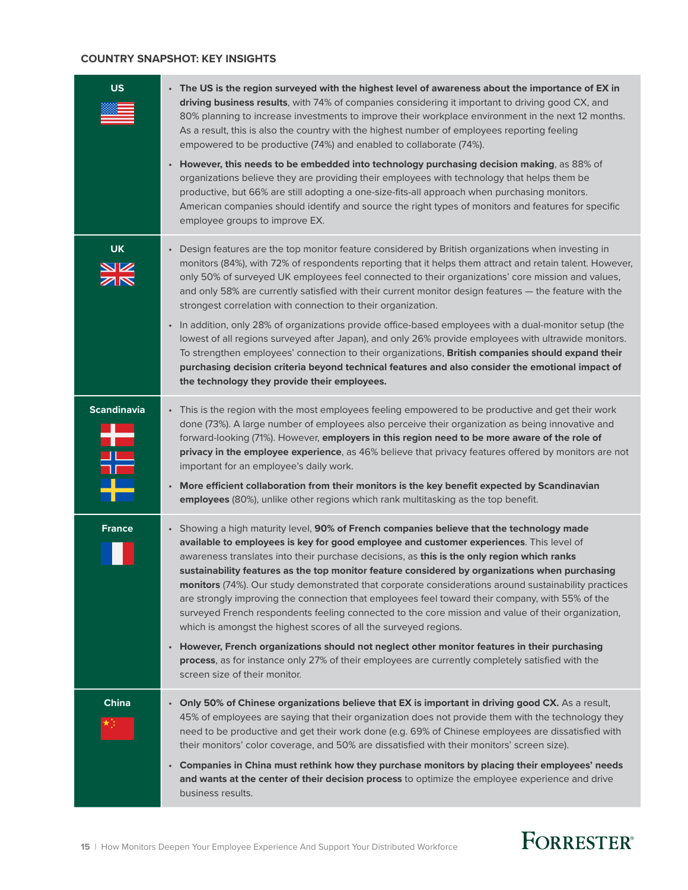### COUNTRY SNAPSHOT: KEY INSIGHTS

| Country | Key insights |
|---|---|
| **US** | • **The US is the region surveyed with the highest level of awareness about the importance of EX in driving business results**, with 74% of companies considering it important to driving good CX, and 80% planning to increase investments to improve their workplace environment in the next 12 months. As a result, this is also the country with the highest number of employees reporting feeling empowered to be productive (74%) and enabled to collaborate (74%).<br>• **However, this needs to be embedded into technology purchasing decision making**, as 88% of organizations believe they are providing their employees with technology that helps them be productive, but 66% are still adopting a one-size-fits-all approach when purchasing monitors. American companies should identify and source the right types of monitors and features for specific employee groups to improve EX. |
| **UK** | • Design features are the top monitor feature considered by British organizations when investing in monitors (84%), with 72% of respondents reporting that it helps them attract and retain talent. However, only 50% of surveyed UK employees feel connected to their organizations' core mission and values, and only 58% are currently satisfied with their current monitor design features — the feature with the strongest correlation with connection to their organization.<br>• In addition, only 28% of organizations provide office-based employees with a dual-monitor setup (the lowest of all regions surveyed after Japan), and only 26% provide employees with ultrawide monitors. To strengthen employees' connection to their organizations, **British companies should expand their purchasing decision criteria beyond technical features and also consider the emotional impact of the technology they provide their employees.** |
| **Scandinavia** | • This is the region with the most employees feeling empowered to be productive and get their work done (73%). A large number of employees also perceive their organization as being innovative and forward-looking (71%). However, **employers in this region need to be more aware of the role of privacy in the employee experience**, as 46% believe that privacy features offered by monitors are not important for an employee's daily work.<br>• **More efficient collaboration from their monitors is the key benefit expected by Scandinavian employees** (80%), unlike other regions which rank multitasking as the top benefit. |
| **France** | • Showing a high maturity level, **90% of French companies believe that the technology made available to employees is key for good employee and customer experiences**. This level of awareness translates into their purchase decisions, as **this is the only region which ranks sustainability features as the top monitor feature considered by organizations when purchasing monitors** (74%). Our study demonstrated that corporate considerations around sustainability practices are strongly improving the connection that employees feel toward their company, with 55% of the surveyed French respondents feeling connected to the core mission and value of their organization, which is amongst the highest scores of all the surveyed regions.<br>• **However, French organizations should not neglect other monitor features in their purchasing process**, as for instance only 27% of their employees are currently completely satisfied with the screen size of their monitor. |
| **China** | • **Only 50% of Chinese organizations believe that EX is important in driving good CX.** As a result, 45% of employees are saying that their organization does not provide them with the technology they need to be productive and get their work done (e.g. 69% of Chinese employees are dissatisfied with their monitors' color coverage, and 50% are dissatisfied with their monitors' screen size).<br>• **Companies in China must rethink how they purchase monitors by placing their employees' needs and wants at the center of their decision process** to optimize the employee experience and drive business results. |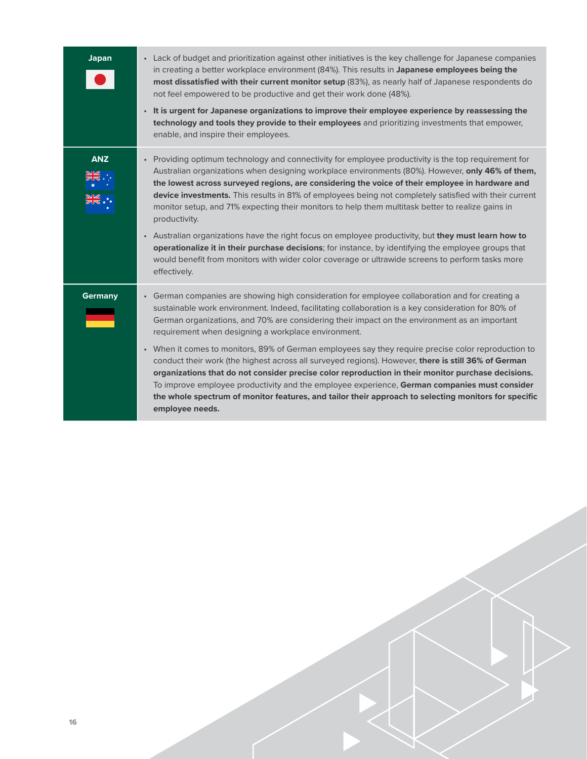| | |
|---|---|
| **Japan** | • Lack of budget and prioritization against other initiatives is the key challenge for Japanese companies in creating a better workplace environment (84%). This results in **Japanese employees being the most dissatisfied with their current monitor setup** (83%), as nearly half of Japanese respondents do not feel empowered to be productive and get their work done (48%).<br>• **It is urgent for Japanese organizations to improve their employee experience by reassessing the technology and tools they provide to their employees** and prioritizing investments that empower, enable, and inspire their employees. |
| **ANZ** | • Providing optimum technology and connectivity for employee productivity is the top requirement for Australian organizations when designing workplace environments (80%). However, **only 46% of them, the lowest across surveyed regions, are considering the voice of their employee in hardware and device investments.** This results in 81% of employees being not completely satisfied with their current monitor setup, and 71% expecting their monitors to help them multitask better to realize gains in productivity.<br>• Australian organizations have the right focus on employee productivity, but **they must learn how to operationalize it in their purchase decisions**; for instance, by identifying the employee groups that would benefit from monitors with wider color coverage or ultrawide screens to perform tasks more effectively. |
| **Germany** | • German companies are showing high consideration for employee collaboration and for creating a sustainable work environment. Indeed, facilitating collaboration is a key consideration for 80% of German organizations, and 70% are considering their impact on the environment as an important requirement when designing a workplace environment.<br>• When it comes to monitors, 89% of German employees say they require precise color reproduction to conduct their work (the highest across all surveyed regions). However, **there is still 36% of German organizations that do not consider precise color reproduction in their monitor purchase decisions.** To improve employee productivity and the employee experience, **German companies must consider the whole spectrum of monitor features, and tailor their approach to selecting monitors for specific employee needs.** |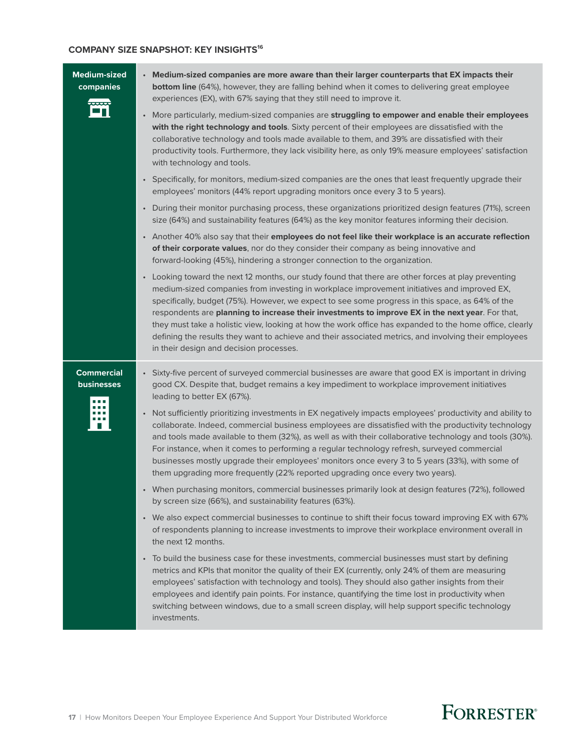### COMPANY SIZE SNAPSHOT: KEY INSIGHTS[16]

| | |
|---|---|
| **Medium-sized companies** | • **Medium-sized companies are more aware than their larger counterparts that EX impacts their bottom line** (64%), however, they are falling behind when it comes to delivering great employee experiences (EX), with 67% saying that they still need to improve it.<br>• More particularly, medium-sized companies are **struggling to empower and enable their employees with the right technology and tools**. Sixty percent of their employees are dissatisfied with the collaborative technology and tools made available to them, and 39% are dissatisfied with their productivity tools. Furthermore, they lack visibility here, as only 19% measure employees' satisfaction with technology and tools.<br>• Specifically, for monitors, medium-sized companies are the ones that least frequently upgrade their employees' monitors (44% report upgrading monitors once every 3 to 5 years).<br>• During their monitor purchasing process, these organizations prioritized design features (71%), screen size (64%) and sustainability features (64%) as the key monitor features informing their decision.<br>• Another 40% also say that their **employees do not feel like their workplace is an accurate reflection of their corporate values**, nor do they consider their company as being innovative and forward-looking (45%), hindering a stronger connection to the organization.<br>• Looking toward the next 12 months, our study found that there are other forces at play preventing medium-sized companies from investing in workplace improvement initiatives and improved EX, specifically, budget (75%). However, we expect to see some progress in this space, as 64% of the respondents are **planning to increase their investments to improve EX in the next year**. For that, they must take a holistic view, looking at how the work office has expanded to the home office, clearly defining the results they want to achieve and their associated metrics, and involving their employees in their design and decision processes. |
| **Commercial businesses** | • Sixty-five percent of surveyed commercial businesses are aware that good EX is important in driving good CX. Despite that, budget remains a key impediment to workplace improvement initiatives leading to better EX (67%).<br>• Not sufficiently prioritizing investments in EX negatively impacts employees' productivity and ability to collaborate. Indeed, commercial business employees are dissatisfied with the productivity technology and tools made available to them (32%), as well as with their collaborative technology and tools (30%). For instance, when it comes to performing a regular technology refresh, surveyed commercial businesses mostly upgrade their employees' monitors once every 3 to 5 years (33%), with some of them upgrading more frequently (22% reported upgrading once every two years).<br>• When purchasing monitors, commercial businesses primarily look at design features (72%), followed by screen size (66%), and sustainability features (63%).<br>• We also expect commercial businesses to continue to shift their focus toward improving EX with 67% of respondents planning to increase investments to improve their workplace environment overall in the next 12 months.<br>• To build the business case for these investments, commercial businesses must start by defining metrics and KPIs that monitor the quality of their EX (currently, only 24% of them are measuring employees' satisfaction with technology and tools). They should also gather insights from their employees and identify pain points. For instance, quantifying the time lost in productivity when switching between windows, due to a small screen display, will help support specific technology investments. |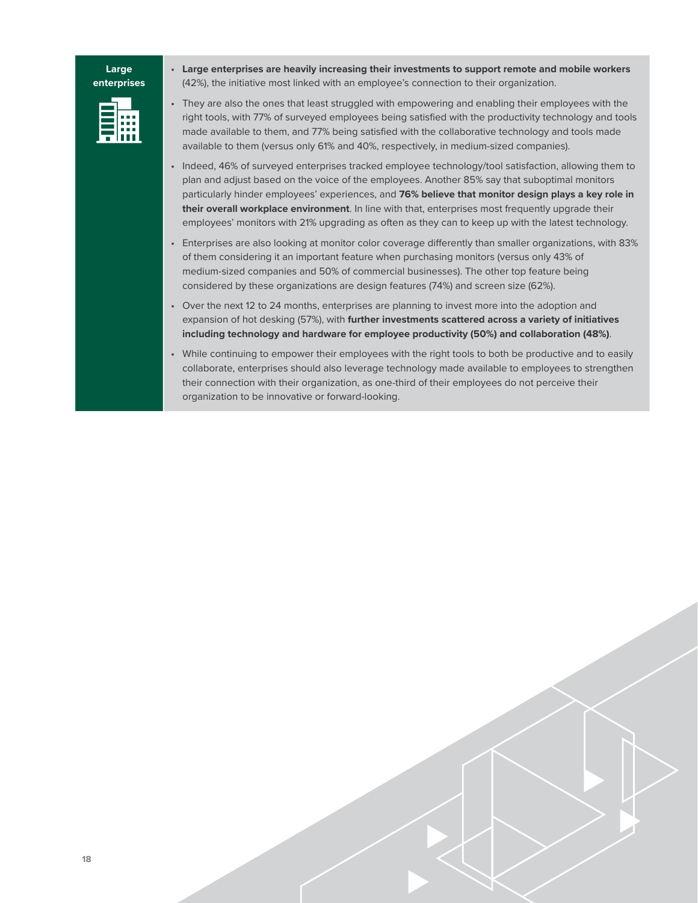**Large enterprises**

- **Large enterprises are heavily increasing their investments to support remote and mobile workers** (42%), the initiative most linked with an employee's connection to their organization.
- They are also the ones that least struggled with empowering and enabling their employees with the right tools, with 77% of surveyed employees being satisfied with the productivity technology and tools made available to them, and 77% being satisfied with the collaborative technology and tools made available to them (versus only 61% and 40%, respectively, in medium-sized companies).
- Indeed, 46% of surveyed enterprises tracked employee technology/tool satisfaction, allowing them to plan and adjust based on the voice of the employees. Another 85% say that suboptimal monitors particularly hinder employees' experiences, and **76% believe that monitor design plays a key role in their overall workplace environment**. In line with that, enterprises most frequently upgrade their employees' monitors with 21% upgrading as often as they can to keep up with the latest technology.
- Enterprises are also looking at monitor color coverage differently than smaller organizations, with 83% of them considering it an important feature when purchasing monitors (versus only 43% of medium-sized companies and 50% of commercial businesses). The other top feature being considered by these organizations are design features (74%) and screen size (62%).
- Over the next 12 to 24 months, enterprises are planning to invest more into the adoption and expansion of hot desking (57%), with **further investments scattered across a variety of initiatives including technology and hardware for employee productivity (50%) and collaboration (48%)**.
- While continuing to empower their employees with the right tools to both be productive and to easily collaborate, enterprises should also leverage technology made available to employees to strengthen their connection with their organization, as one-third of their employees do not perceive their organization to be innovative or forward-looking.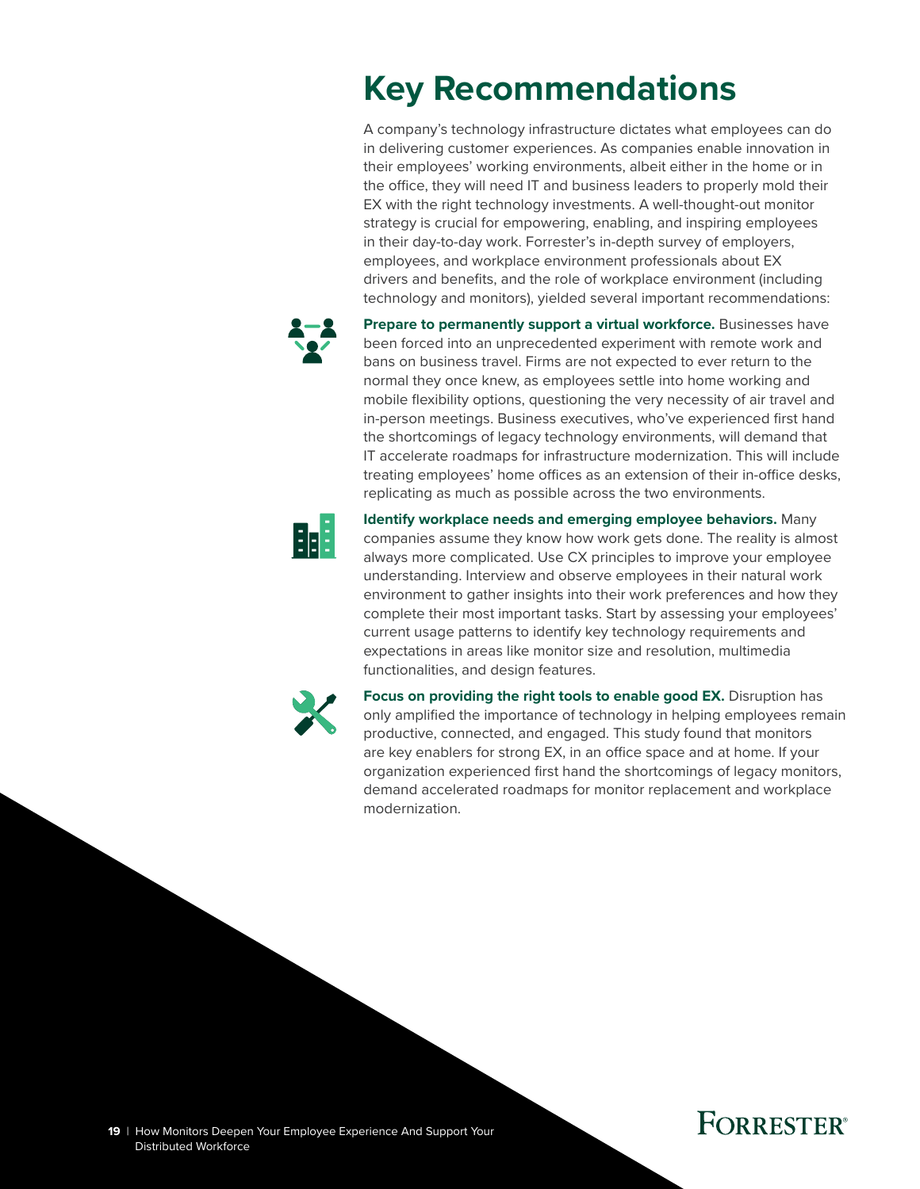# Key Recommendations

A company's technology infrastructure dictates what employees can do in delivering customer experiences. As companies enable innovation in their employees' working environments, albeit either in the home or in the office, they will need IT and business leaders to properly mold their EX with the right technology investments. A well-thought-out monitor strategy is crucial for empowering, enabling, and inspiring employees in their day-to-day work. Forrester's in-depth survey of employers, employees, and workplace environment professionals about EX drivers and benefits, and the role of workplace environment (including technology and monitors), yielded several important recommendations:

**Prepare to permanently support a virtual workforce.** Businesses have been forced into an unprecedented experiment with remote work and bans on business travel. Firms are not expected to ever return to the normal they once knew, as employees settle into home working and mobile flexibility options, questioning the very necessity of air travel and in-person meetings. Business executives, who've experienced first hand the shortcomings of legacy technology environments, will demand that IT accelerate roadmaps for infrastructure modernization. This will include treating employees' home offices as an extension of their in-office desks, replicating as much as possible across the two environments.

**Identify workplace needs and emerging employee behaviors.** Many companies assume they know how work gets done. The reality is almost always more complicated. Use CX principles to improve your employee understanding. Interview and observe employees in their natural work environment to gather insights into their work preferences and how they complete their most important tasks. Start by assessing your employees' current usage patterns to identify key technology requirements and expectations in areas like monitor size and resolution, multimedia functionalities, and design features.

**Focus on providing the right tools to enable good EX.** Disruption has only amplified the importance of technology in helping employees remain productive, connected, and engaged. This study found that monitors are key enablers for strong EX, in an office space and at home. If your organization experienced first hand the shortcomings of legacy monitors, demand accelerated roadmaps for monitor replacement and workplace modernization.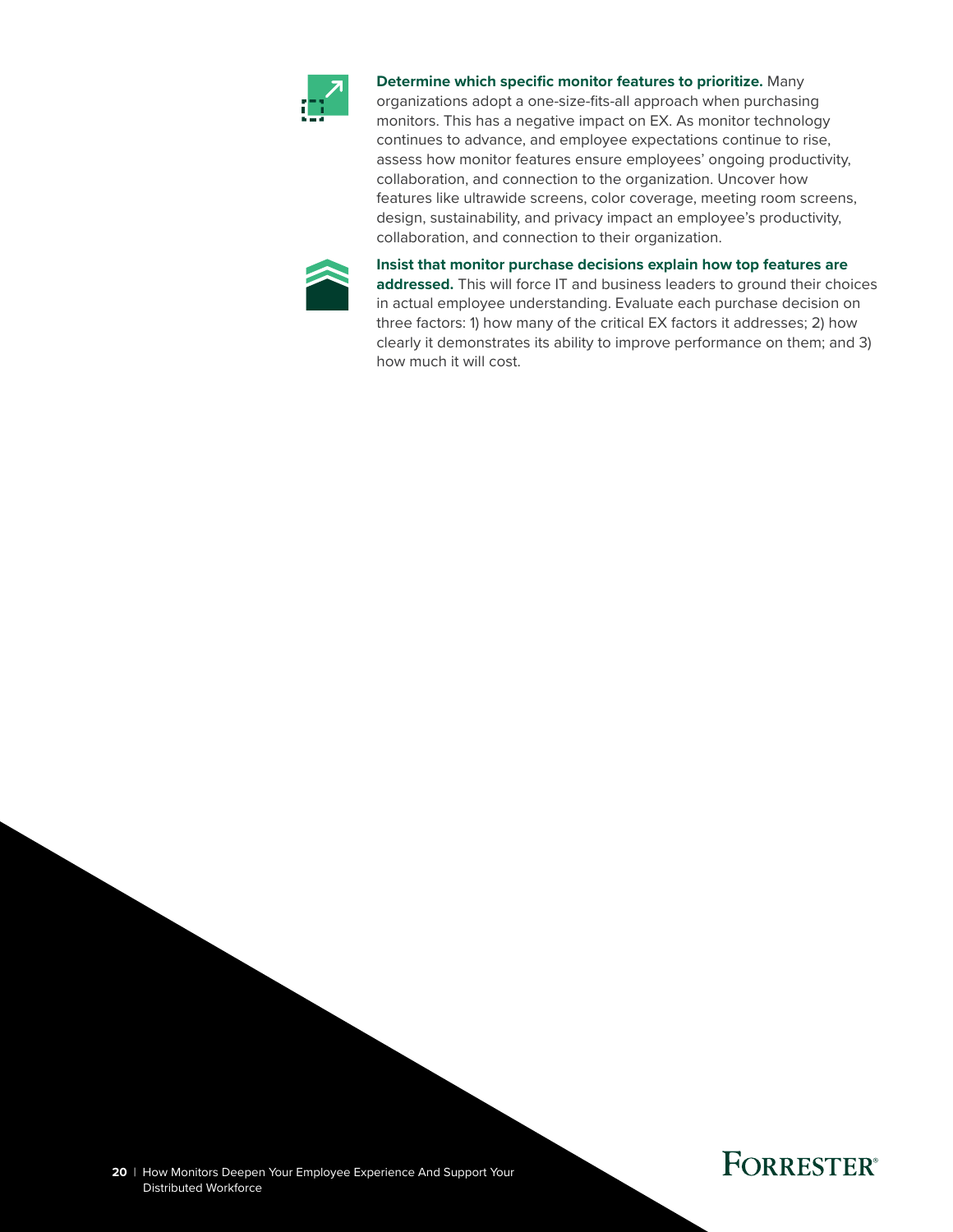**Determine which specific monitor features to prioritize.** Many organizations adopt a one-size-fits-all approach when purchasing monitors. This has a negative impact on EX. As monitor technology continues to advance, and employee expectations continue to rise, assess how monitor features ensure employees' ongoing productivity, collaboration, and connection to the organization. Uncover how features like ultrawide screens, color coverage, meeting room screens, design, sustainability, and privacy impact an employee's productivity, collaboration, and connection to their organization.

**Insist that monitor purchase decisions explain how top features are addressed.** This will force IT and business leaders to ground their choices in actual employee understanding. Evaluate each purchase decision on three factors: 1) how many of the critical EX factors it addresses; 2) how clearly it demonstrates its ability to improve performance on them; and 3) how much it will cost.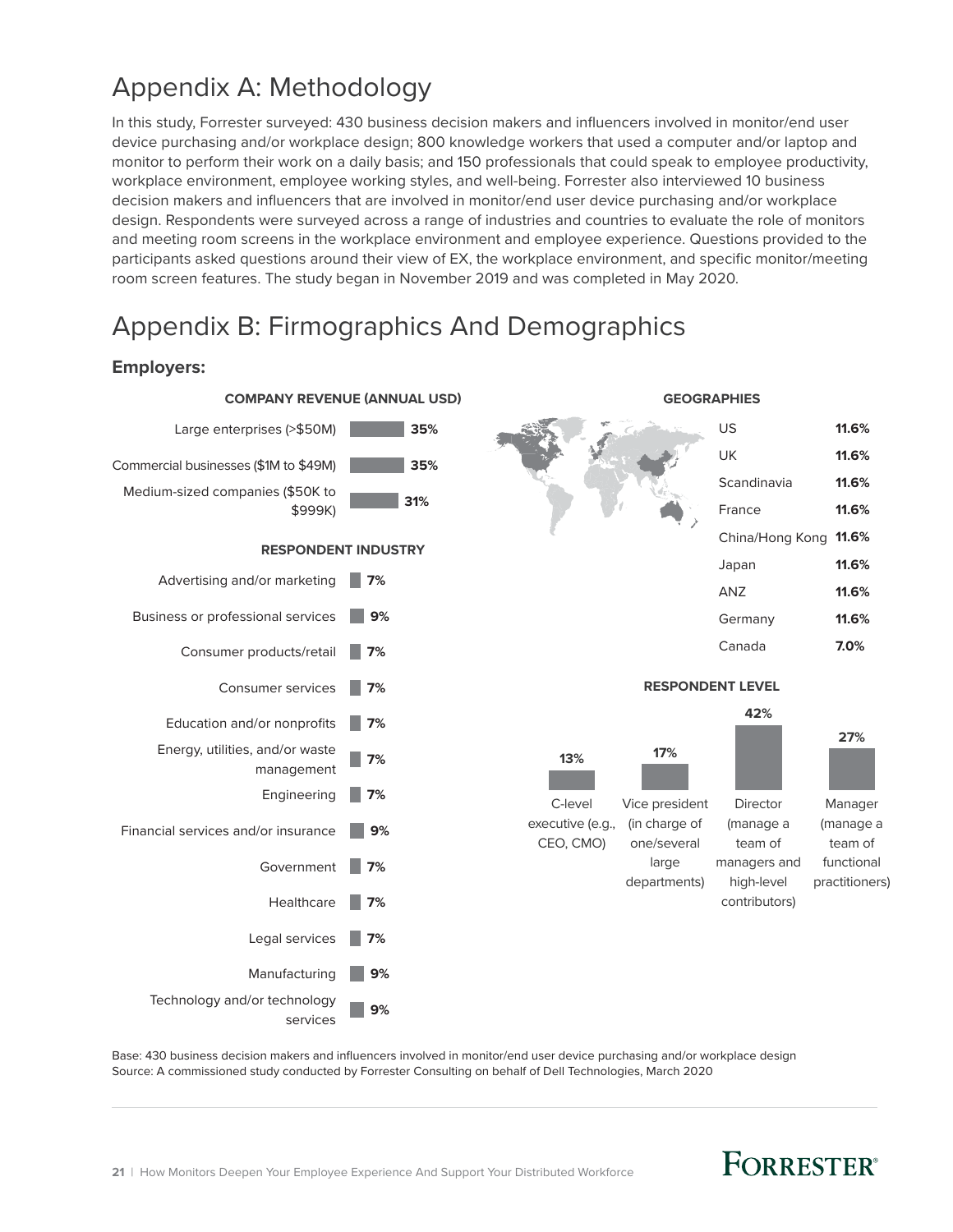# Appendix A: Methodology

In this study, Forrester surveyed: 430 business decision makers and influencers involved in monitor/end user device purchasing and/or workplace design; 800 knowledge workers that used a computer and/or laptop and monitor to perform their work on a daily basis; and 150 professionals that could speak to employee productivity, workplace environment, employee working styles, and well-being. Forrester also interviewed 10 business decision makers and influencers that are involved in monitor/end user device purchasing and/or workplace design. Respondents were surveyed across a range of industries and countries to evaluate the role of monitors and meeting room screens in the workplace environment and employee experience. Questions provided to the participants asked questions around their view of EX, the workplace environment, and specific monitor/meeting room screen features. The study began in November 2019 and was completed in May 2020.

# Appendix B: Firmographics And Demographics

### Employers:

**COMPANY REVENUE (ANNUAL USD)**

| Company revenue | % |
|---|---|
| Large enterprises (>$50M) | 35% |
| Commercial businesses ($1M to $49M) | 35% |
| Medium-sized companies ($50K to $999K) | 31% |

**GEOGRAPHIES**

| Geography | % |
|---|---|
| US | 11.6% |
| UK | 11.6% |
| Scandinavia | 11.6% |
| France | 11.6% |
| China/Hong Kong | 11.6% |
| Japan | 11.6% |
| ANZ | 11.6% |
| Germany | 11.6% |
| Canada | 7.0% |

**RESPONDENT INDUSTRY**

| Industry | % |
|---|---|
| Advertising and/or marketing | 7% |
| Business or professional services | 9% |
| Consumer products/retail | 7% |
| Consumer services | 7% |
| Education and/or nonprofits | 7% |
| Energy, utilities, and/or waste management | 7% |
| Engineering | 7% |
| Financial services and/or insurance | 9% |
| Government | 7% |
| Healthcare | 7% |
| Legal services | 7% |
| Manufacturing | 9% |
| Technology and/or technology services | 9% |

**RESPONDENT LEVEL**

| Level | % |
|---|---|
| C-level executive (e.g., CEO, CMO) | 13% |
| Vice president (in charge of one/several large departments) | 17% |
| Director (manage a team of managers and high-level contributors) | 42% |
| Manager (manage a team of functional practitioners) | 27% |

Base: 430 business decision makers and influencers involved in monitor/end user device purchasing and/or workplace design

Source: A commissioned study conducted by Forrester Consulting on behalf of Dell Technologies, March 2020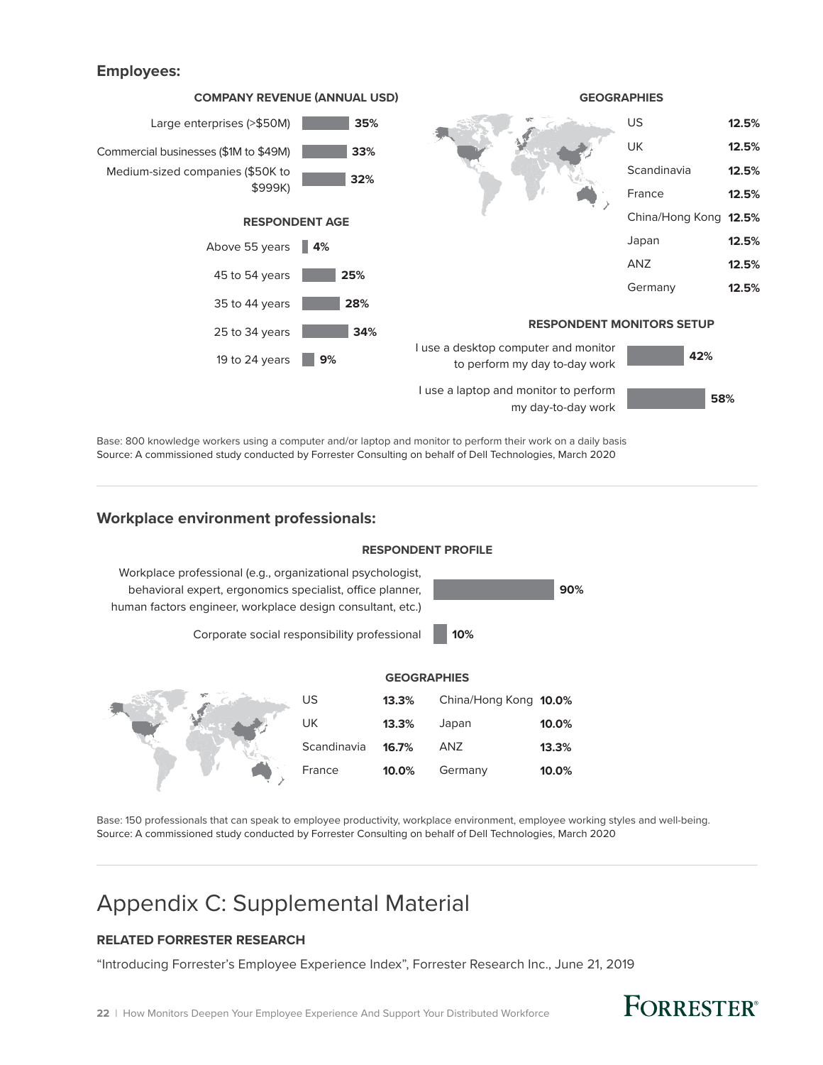**Employees:**

**COMPANY REVENUE (ANNUAL USD)**

| Company revenue | % |
|---|---|
| Large enterprises (>$50M) | 35% |
| Commercial businesses ($1M to $49M) | 33% |
| Medium-sized companies ($50K to $999K) | 32% |

**RESPONDENT AGE**

| Age | % |
|---|---|
| Above 55 years | 4% |
| 45 to 54 years | 25% |
| 35 to 44 years | 28% |
| 25 to 34 years | 34% |
| 19 to 24 years | 9% |

**GEOGRAPHIES**

| Geography | % |
|---|---|
| US | 12.5% |
| UK | 12.5% |
| Scandinavia | 12.5% |
| France | 12.5% |
| China/Hong Kong | 12.5% |
| Japan | 12.5% |
| ANZ | 12.5% |
| Germany | 12.5% |

**RESPONDENT MONITORS SETUP**

| Setup | % |
|---|---|
| I use a desktop computer and monitor to perform my day to-day work | 42% |
| I use a laptop and monitor to perform my day-to-day work | 58% |

Base: 800 knowledge workers using a computer and/or laptop and monitor to perform their work on a daily basis
Source: A commissioned study conducted by Forrester Consulting on behalf of Dell Technologies, March 2020

---

**Workplace environment professionals:**

**RESPONDENT PROFILE**

| Profile | % |
|---|---|
| Workplace professional (e.g., organizational psychologist, behavioral expert, ergonomics specialist, office planner, human factors engineer, workplace design consultant, etc.) | 90% |
| Corporate social responsibility professional | 10% |

**GEOGRAPHIES**

| Geography | % | Geography | % |
|---|---|---|---|
| US | 13.3% | China/Hong Kong | 10.0% |
| UK | 13.3% | Japan | 10.0% |
| Scandinavia | 16.7% | ANZ | 13.3% |
| France | 10.0% | Germany | 10.0% |

Base: 150 professionals that can speak to employee productivity, workplace environment, employee working styles and well-being.
Source: A commissioned study conducted by Forrester Consulting on behalf of Dell Technologies, March 2020

---

# Appendix C: Supplemental Material

**RELATED FORRESTER RESEARCH**

"Introducing Forrester's Employee Experience Index", Forrester Research Inc., June 21, 2019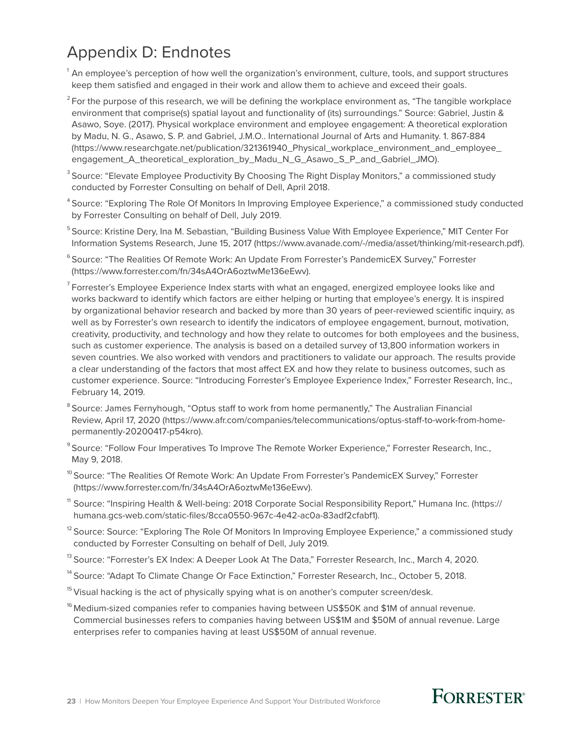# Appendix D: Endnotes

[1] An employee's perception of how well the organization's environment, culture, tools, and support structures keep them satisfied and engaged in their work and allow them to achieve and exceed their goals.

[2] For the purpose of this research, we will be defining the workplace environment as, "The tangible workplace environment that comprise(s) spatial layout and functionality of (its) surroundings." Source: Gabriel, Justin & Asawo, Soye. (2017). Physical workplace environment and employee engagement: A theoretical exploration by Madu, N. G., Asawo, S. P. and Gabriel, J.M.O.. International Journal of Arts and Humanity. 1. 867-884 (https://www.researchgate.net/publication/321361940_Physical_workplace_environment_and_employee_engagement_A_theoretical_exploration_by_Madu_N_G_Asawo_S_P_and_Gabriel_JMO).

[3] Source: "Elevate Employee Productivity By Choosing The Right Display Monitors," a commissioned study conducted by Forrester Consulting on behalf of Dell, April 2018.

[4] Source: "Exploring The Role Of Monitors In Improving Employee Experience," a commissioned study conducted by Forrester Consulting on behalf of Dell, July 2019.

[5] Source: Kristine Dery, Ina M. Sebastian, "Building Business Value With Employee Experience," MIT Center For Information Systems Research, June 15, 2017 (https://www.avanade.com/-/media/asset/thinking/mit-research.pdf).

[6] Source: "The Realities Of Remote Work: An Update From Forrester's PandemicEX Survey," Forrester (https://www.forrester.com/fn/34sA4OrA6oztwMe136eEwv).

[7] Forrester's Employee Experience Index starts with what an engaged, energized employee looks like and works backward to identify which factors are either helping or hurting that employee's energy. It is inspired by organizational behavior research and backed by more than 30 years of peer-reviewed scientific inquiry, as well as by Forrester's own research to identify the indicators of employee engagement, burnout, motivation, creativity, productivity, and technology and how they relate to outcomes for both employees and the business, such as customer experience. The analysis is based on a detailed survey of 13,800 information workers in seven countries. We also worked with vendors and practitioners to validate our approach. The results provide a clear understanding of the factors that most affect EX and how they relate to business outcomes, such as customer experience. Source: "Introducing Forrester's Employee Experience Index," Forrester Research, Inc., February 14, 2019.

[8] Source: James Fernyhough, "Optus staff to work from home permanently," The Australian Financial Review, April 17, 2020 (https://www.afr.com/companies/telecommunications/optus-staff-to-work-from-home-permanently-20200417-p54kro).

[9] Source: "Follow Four Imperatives To Improve The Remote Worker Experience," Forrester Research, Inc., May 9, 2018.

[10] Source: "The Realities Of Remote Work: An Update From Forrester's PandemicEX Survey," Forrester (https://www.forrester.com/fn/34sA4OrA6oztwMe136eEwv).

[11] Source: "Inspiring Health & Well-being: 2018 Corporate Social Responsibility Report," Humana Inc. (https://humana.gcs-web.com/static-files/8cca0550-967c-4e42-ac0a-83adf2cfabf1).

[12] Source: Source: "Exploring The Role Of Monitors In Improving Employee Experience," a commissioned study conducted by Forrester Consulting on behalf of Dell, July 2019.

[13] Source: "Forrester's EX Index: A Deeper Look At The Data," Forrester Research, Inc., March 4, 2020.

[14] Source: "Adapt To Climate Change Or Face Extinction," Forrester Research, Inc., October 5, 2018.

[15] Visual hacking is the act of physically spying what is on another's computer screen/desk.

[16] Medium-sized companies refer to companies having between US$50K and $1M of annual revenue. Commercial businesses refers to companies having between US$1M and $50M of annual revenue. Large enterprises refer to companies having at least US$50M of annual revenue.